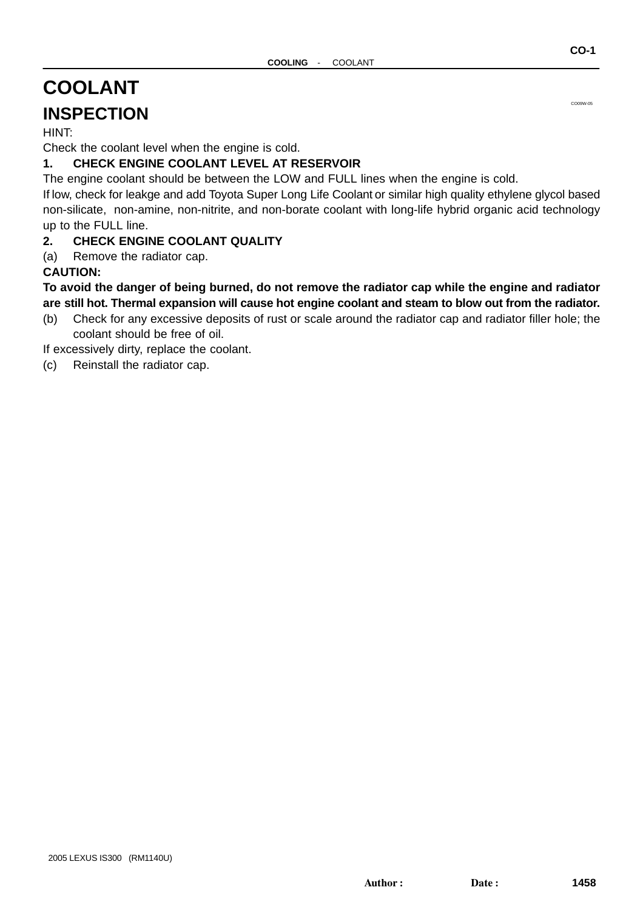# COOLANT

## INSPECTION

HINT:

Check the coolant level when the engine is cold.

**1. CHECK ENGINE COOLANT LEVEL AT RESERVOIR**

The engine coolant should be between the LOW and FULL lines when the engine is cold.

If low, check for leakge and add Toyota Super Long Life Coolant or similar high quality ethylene glycol based non-silicate, non-amine, non-nitrite, and non-borate coolant with long-life hybrid organic acid technology up to the FULL line.

**2. CHECK ENGINE COOLANT QUALITY**

(a) Remove the radiator cap.

**CAUTION:**

**To avoid the danger of being burned, do not remove the radiator cap while the engine and radiator are still hot. Thermal expansion will cause hot engine coolant and steam to blow out from the radiator.**

(b) Check for any excessive deposits of rust or scale around the radiator cap and radiator filler hole; the coolant should be free of oil.

If excessively dirty, replace the coolant.

(c) Reinstall the radiator cap.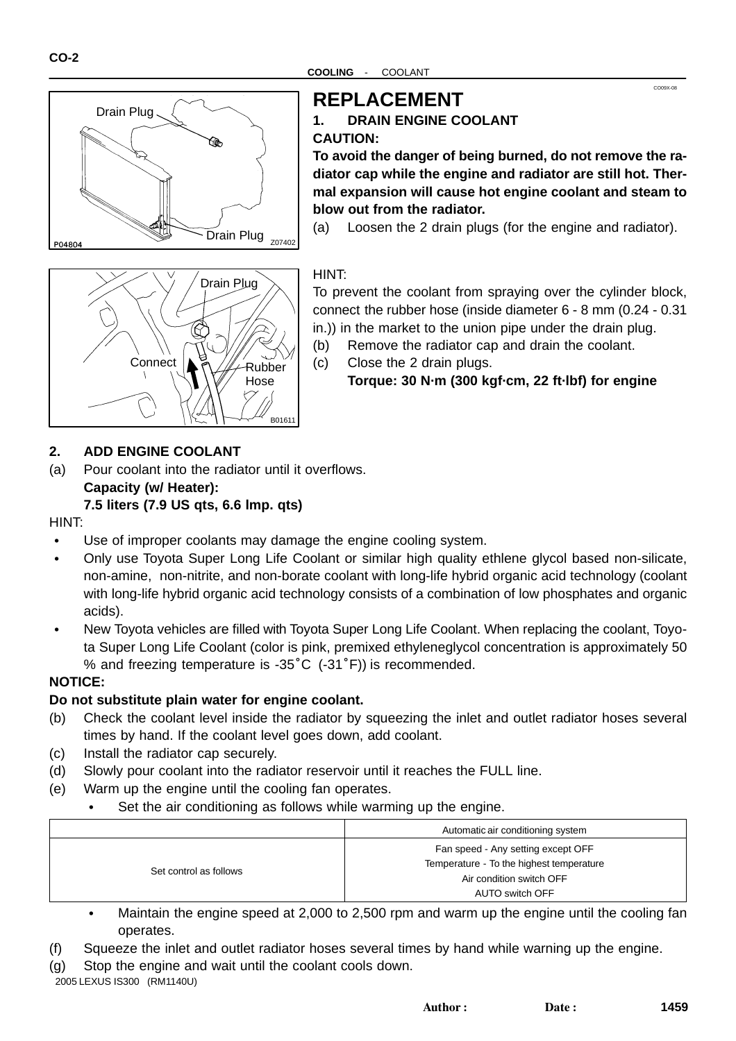# REPLACEMENT

## 1. DRAIN ENGINE COOLANT

**CAUTION:**

**To avoid the danger of being burned, do not remove the radiator cap while the engine and radiator are still hot. Thermal expansion will cause hot engine coolant and steam to blow out from the radiator.**

(a) Loosen the 2 drain plugs (for the engine and radiator).

HINT:

To prevent the coolant from spraying over the cylinder block, connect the rubber hose (inside diameter 6 - 8 mm (0.24 - 0.31 in.)) in the market to the union pipe under the drain plug.

(b) Remove the radiator cap and drain the coolant.

(c) Close the 2 drain plugs.

**Torque: 30 N·m (300 kgf·cm, 22 ft·lbf) for engine**

## 2. ADD ENGINE COOLANT

(a) Pour coolant into the radiator until it overflows.

**Capacity (w/ Heater):**
**7.5 liters (7.9 US qts, 6.6 Imp. qts)**

HINT:

- Use of improper coolants may damage the engine cooling system.
- Only use Toyota Super Long Life Coolant or similar high quality ethlene glycol based non-silicate, non-amine, non-nitrite, and non-borate coolant with long-life hybrid organic acid technology (coolant with long-life hybrid organic acid technology consists of a combination of low phosphates and organic acids).
- New Toyota vehicles are filled with Toyota Super Long Life Coolant. When replacing the coolant, Toyota Super Long Life Coolant (color is pink, premixed ethyleneglycol concentration is approximately 50 % and freezing temperature is -35˚C (-31˚F)) is recommended.

**NOTICE:**

**Do not substitute plain water for engine coolant.**

(b) Check the coolant level inside the radiator by squeezing the inlet and outlet radiator hoses several times by hand. If the coolant level goes down, add coolant.

(c) Install the radiator cap securely.

(d) Slowly pour coolant into the radiator reservoir until it reaches the FULL line.

(e) Warm up the engine until the cooling fan operates.

- Set the air conditioning as follows while warming up the engine.

| | Automatic air conditioning system |
|---|---|
| Set control as follows | Fan speed - Any setting except OFF<br>Temperature - To the highest temperature<br>Air condition switch OFF<br>AUTO switch OFF |

- Maintain the engine speed at 2,000 to 2,500 rpm and warm up the engine until the cooling fan operates.

(f) Squeeze the inlet and outlet radiator hoses several times by hand while warning up the engine.

(g) Stop the engine and wait until the coolant cools down.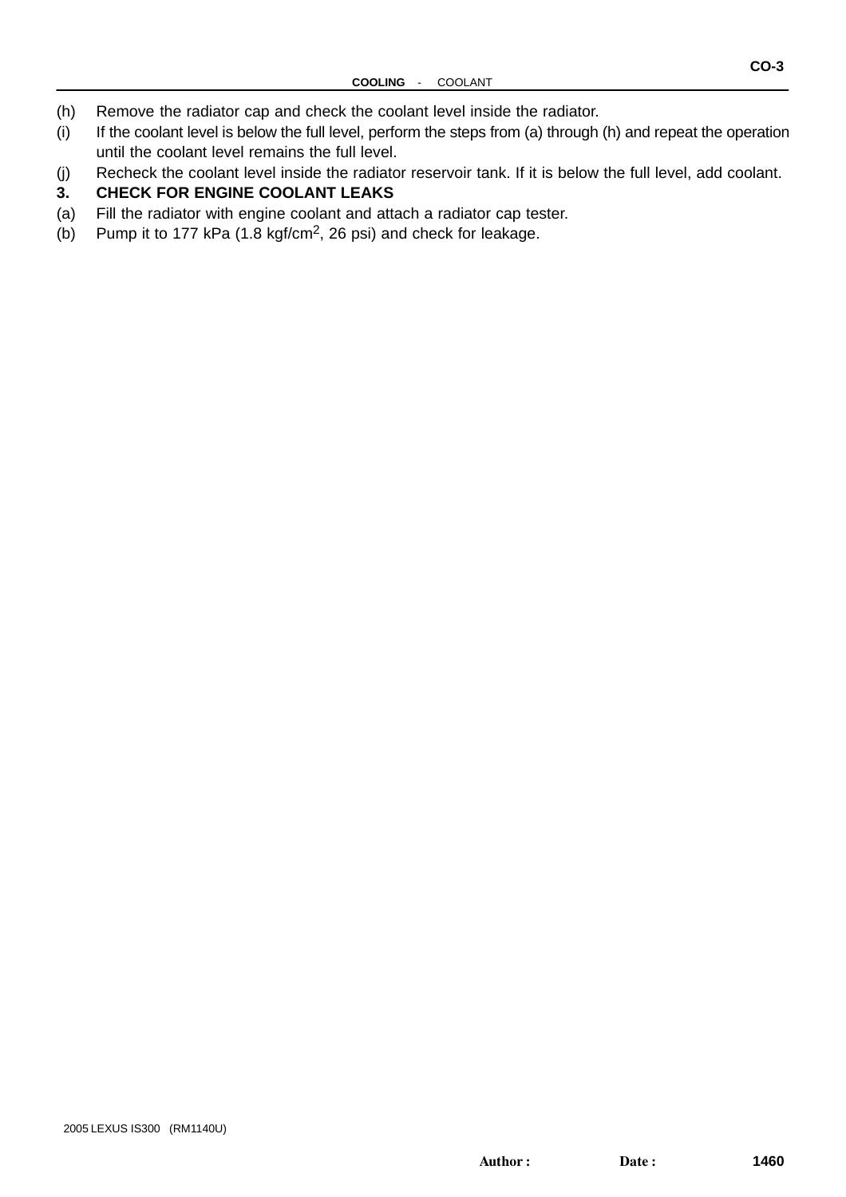(h) Remove the radiator cap and check the coolant level inside the radiator.

(i) If the coolant level is below the full level, perform the steps from (a) through (h) and repeat the operation until the coolant level remains the full level.

(j) Recheck the coolant level inside the radiator reservoir tank. If it is below the full level, add coolant.

**3. CHECK FOR ENGINE COOLANT LEAKS**

(a) Fill the radiator with engine coolant and attach a radiator cap tester.

(b) Pump it to 177 kPa (1.8 kgf/cm$^2$, 26 psi) and check for leakage.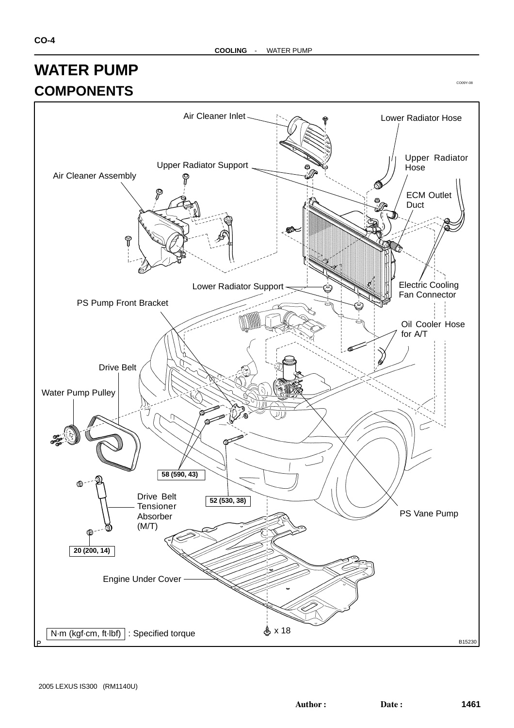# WATER PUMP

## COMPONENTS

CO09Y-08

Air Cleaner Inlet

Lower Radiator Hose

Upper Radiator Support

Upper Radiator Hose

Air Cleaner Assembly

ECM Outlet Duct

Electric Cooling Fan Connector

Lower Radiator Support

PS Pump Front Bracket

Oil Cooler Hose for A/T

Drive Belt

Water Pump Pulley

58 (590, 43)

52 (530, 38)

Drive Belt Tensioner Absorber (M/T)

PS Vane Pump

20 (200, 14)

Engine Under Cover

x 18

N·m (kgf·cm, ft·lbf) : Specified torque

B15230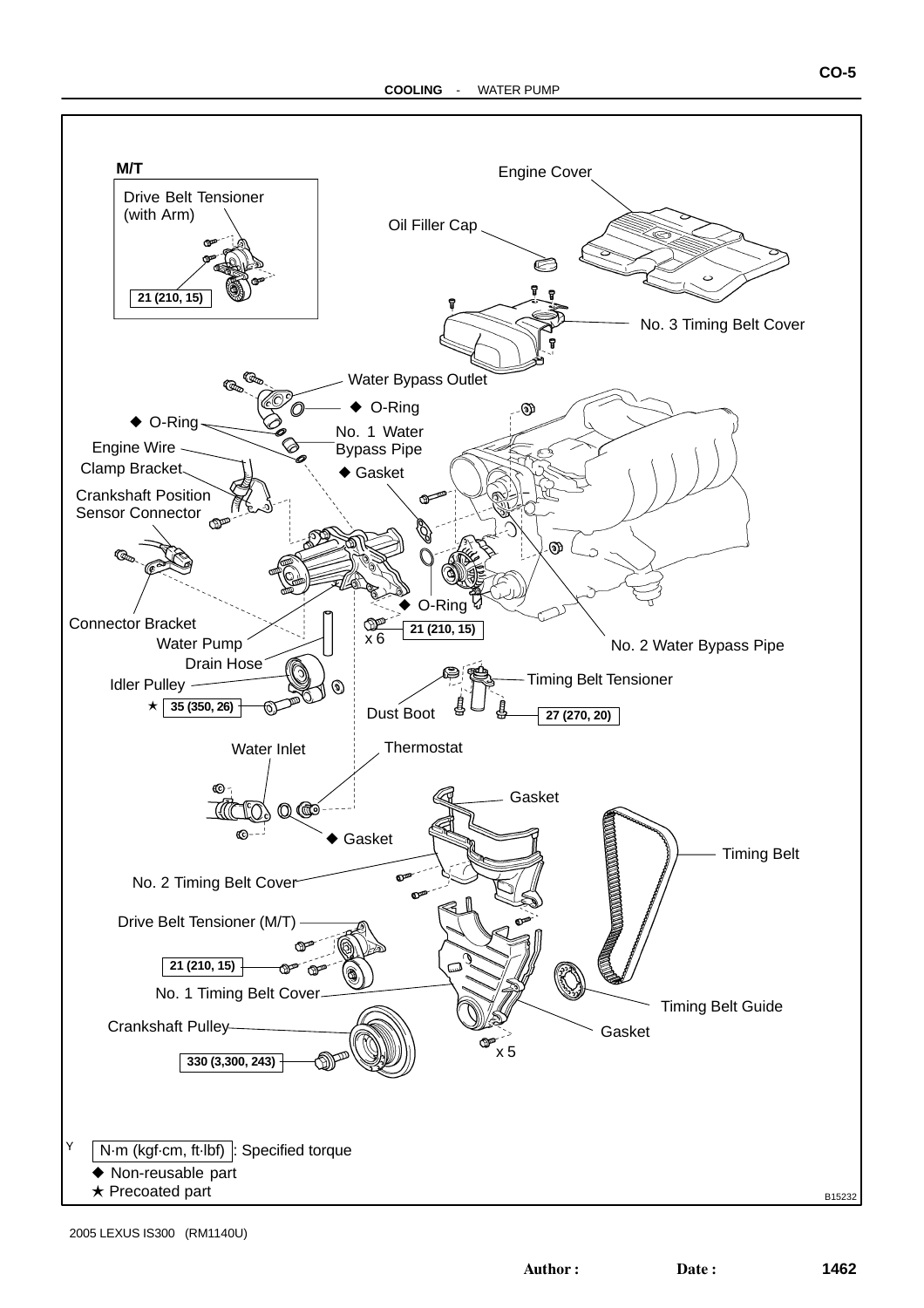M/T

Drive Belt Tensioner (with Arm)

21 (210, 15)

Engine Cover

Oil Filler Cap

No. 3 Timing Belt Cover

Water Bypass Outlet

◆ O-Ring

◆ O-Ring

No. 1 Water Bypass Pipe

Engine Wire

Clamp Bracket

◆ Gasket

Crankshaft Position Sensor Connector

◆ O-Ring

Connector Bracket

21 (210, 15)

x 6

Water Pump

No. 2 Water Bypass Pipe

Drain Hose

Timing Belt Tensioner

Idler Pulley

★ 35 (350, 26)

Dust Boot

27 (270, 20)

Water Inlet

Thermostat

Gasket

◆ Gasket

Timing Belt

No. 2 Timing Belt Cover

Drive Belt Tensioner (M/T)

21 (210, 15)

No. 1 Timing Belt Cover

Timing Belt Guide

Crankshaft Pulley

Gasket

x 5

330 (3,300, 243)

N·m (kgf·cm, ft·lbf) : Specified torque

◆ Non-reusable part

★ Precoated part

B15232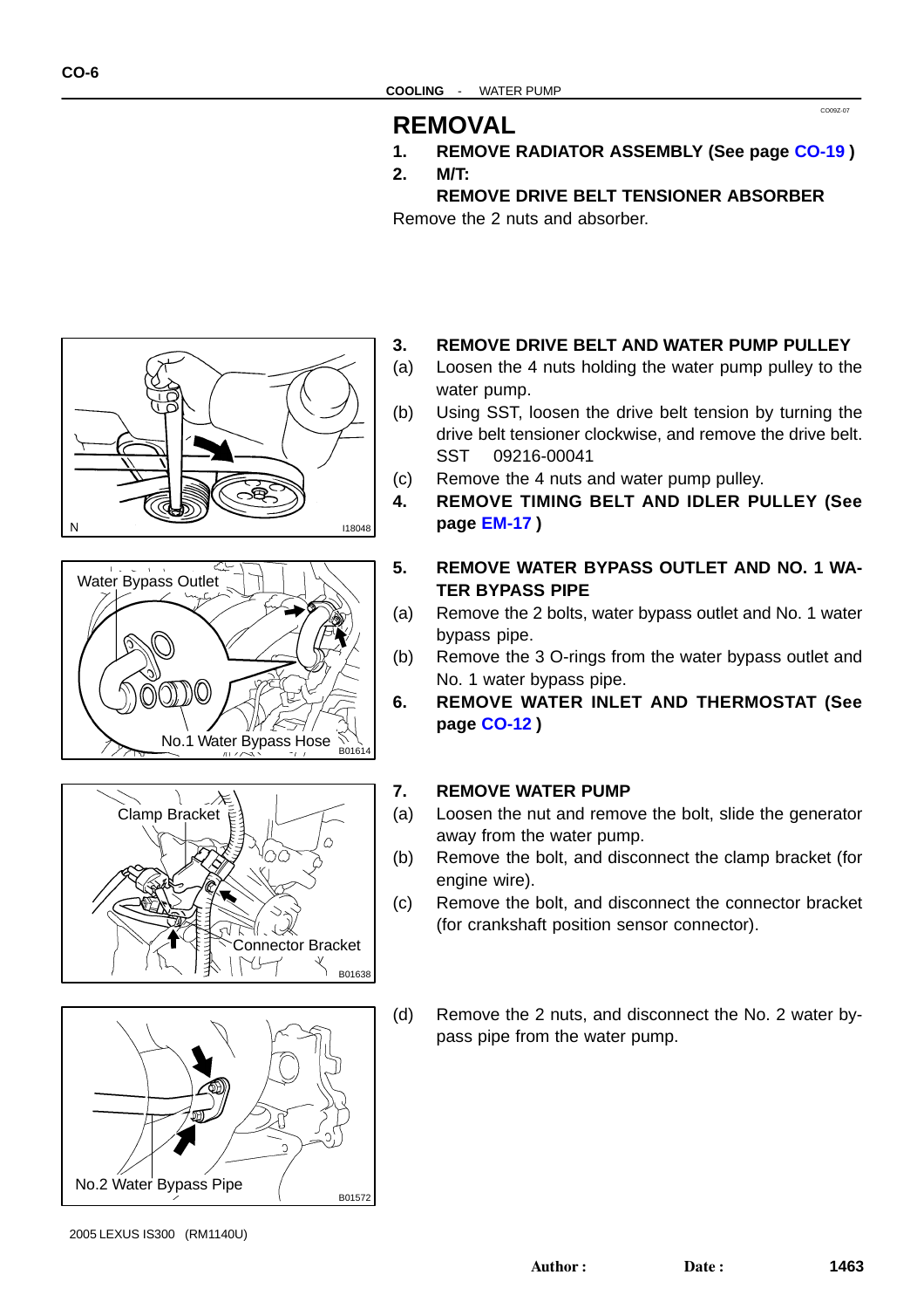## REMOVAL

1. **REMOVE RADIATOR ASSEMBLY (See page CO-19 )**
2. **M/T:**
   **REMOVE DRIVE BELT TENSIONER ABSORBER**

Remove the 2 nuts and absorber.

3. **REMOVE DRIVE BELT AND WATER PUMP PULLEY**

(a) Loosen the 4 nuts holding the water pump pulley to the water pump.

(b) Using SST, loosen the drive belt tension by turning the drive belt tensioner clockwise, and remove the drive belt.
SST 09216-00041

(c) Remove the 4 nuts and water pump pulley.

4. **REMOVE TIMING BELT AND IDLER PULLEY (See page EM-17 )**

5. **REMOVE WATER BYPASS OUTLET AND NO. 1 WATER BYPASS PIPE**

(a) Remove the 2 bolts, water bypass outlet and No. 1 water bypass pipe.

(b) Remove the 3 O-rings from the water bypass outlet and No. 1 water bypass pipe.

6. **REMOVE WATER INLET AND THERMOSTAT (See page CO-12 )**

7. **REMOVE WATER PUMP**

(a) Loosen the nut and remove the bolt, slide the generator away from the water pump.

(b) Remove the bolt, and disconnect the clamp bracket (for engine wire).

(c) Remove the bolt, and disconnect the connector bracket (for crankshaft position sensor connector).

(d) Remove the 2 nuts, and disconnect the No. 2 water bypass pipe from the water pump.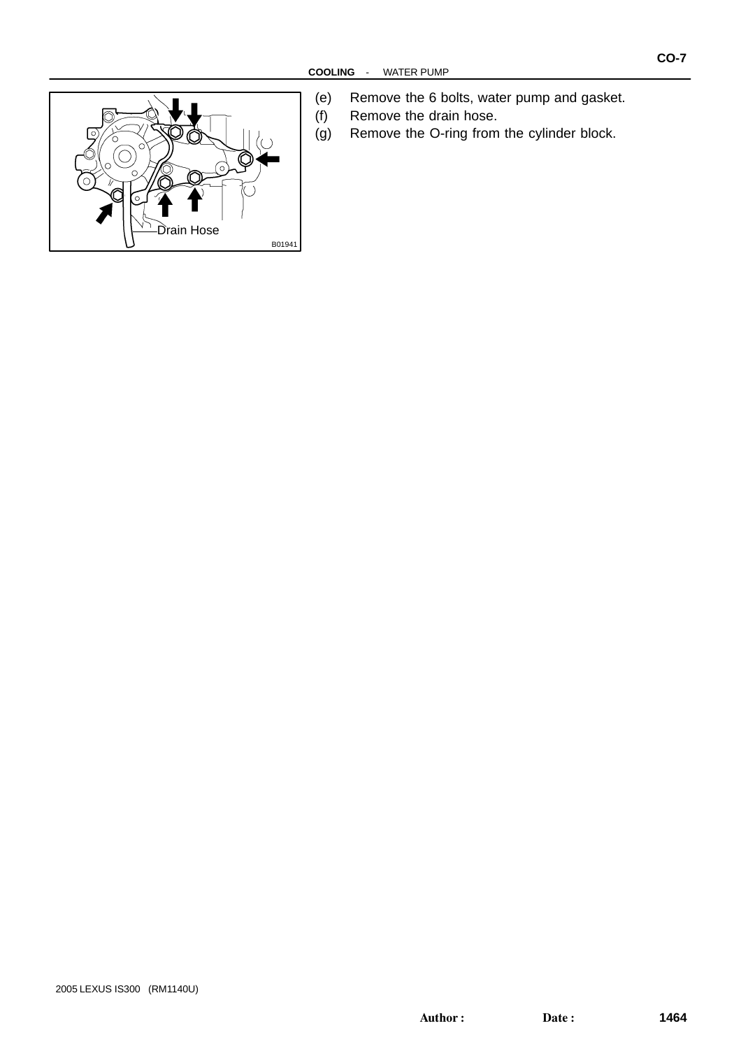(e) Remove the 6 bolts, water pump and gasket.
(f) Remove the drain hose.
(g) Remove the O-ring from the cylinder block.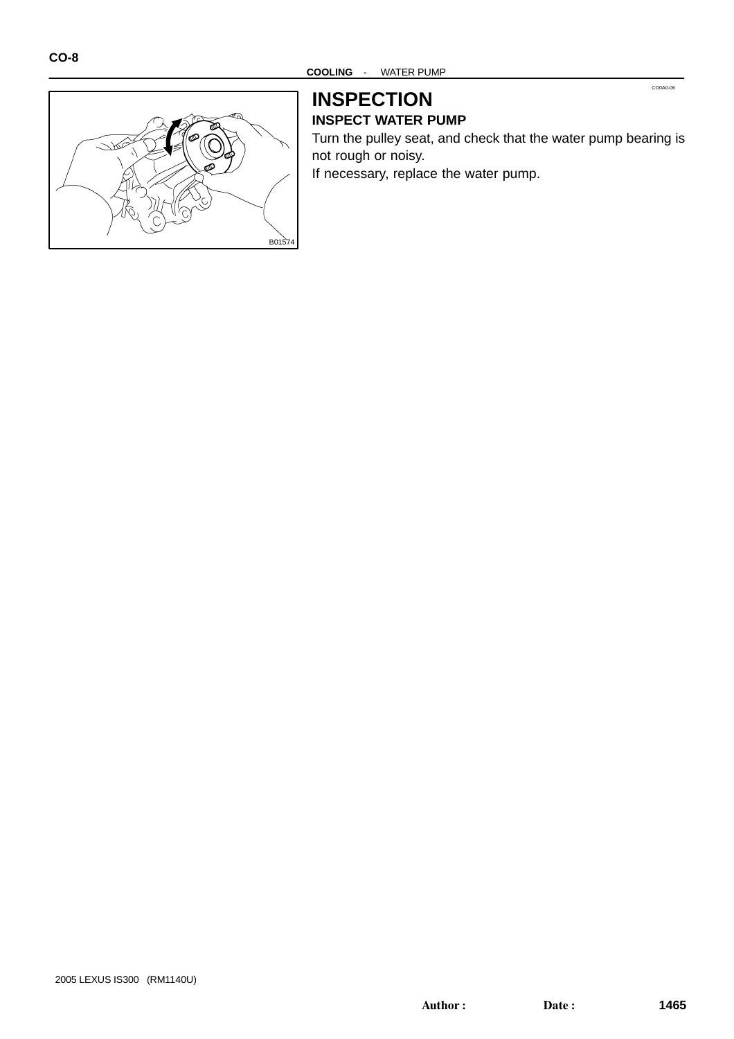# INSPECTION

## INSPECT WATER PUMP

Turn the pulley seat, and check that the water pump bearing is not rough or noisy.

If necessary, replace the water pump.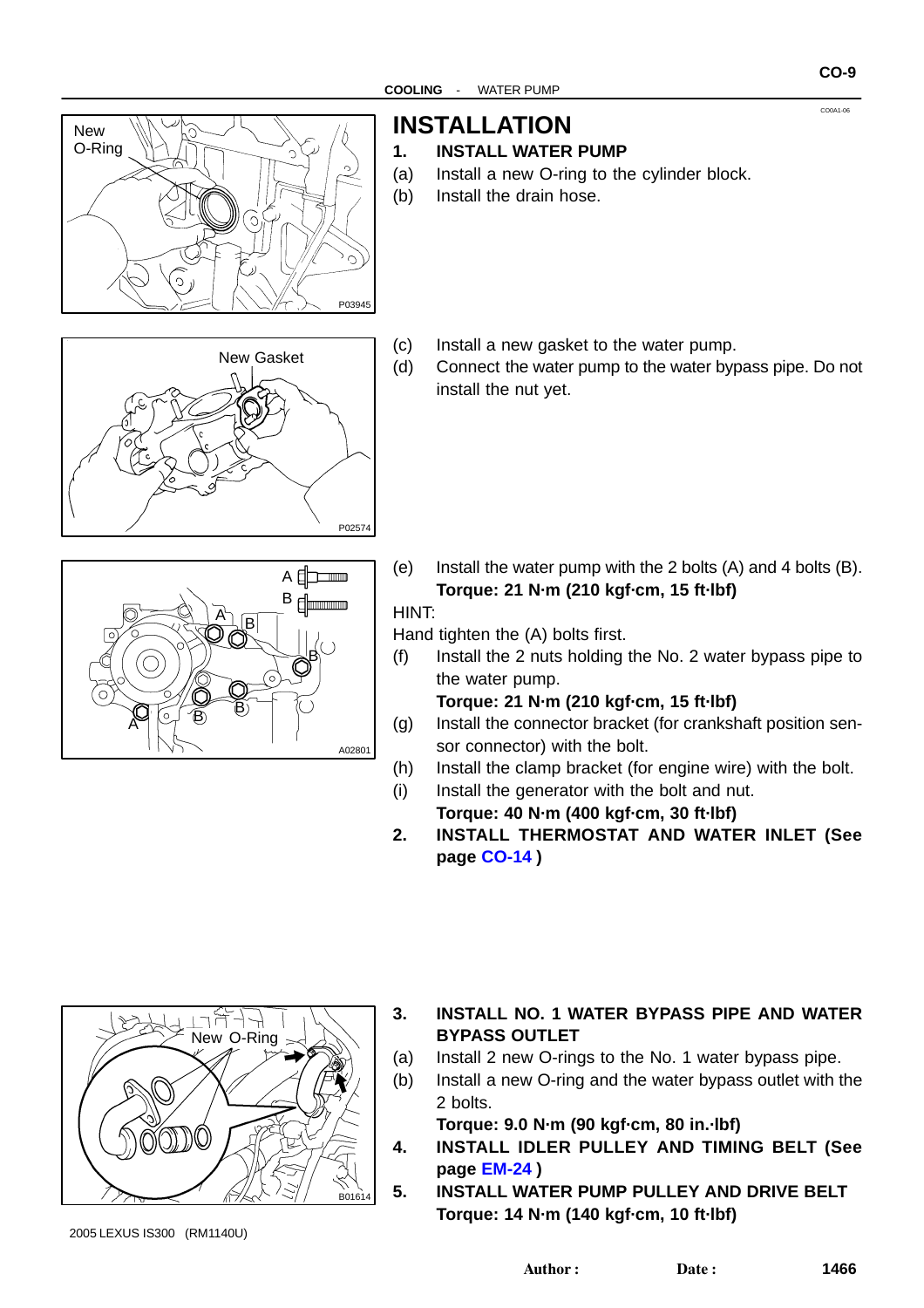# INSTALLATION

**1. INSTALL WATER PUMP**

(a) Install a new O-ring to the cylinder block.

(b) Install the drain hose.

(c) Install a new gasket to the water pump.

(d) Connect the water pump to the water bypass pipe. Do not install the nut yet.

(e) Install the water pump with the 2 bolts (A) and 4 bolts (B).
**Torque: 21 N·m (210 kgf·cm, 15 ft·lbf)**

HINT:
Hand tighten the (A) bolts first.

(f) Install the 2 nuts holding the No. 2 water bypass pipe to the water pump.
**Torque: 21 N·m (210 kgf·cm, 15 ft·lbf)**

(g) Install the connector bracket (for crankshaft position sensor connector) with the bolt.

(h) Install the clamp bracket (for engine wire) with the bolt.

(i) Install the generator with the bolt and nut.
**Torque: 40 N·m (400 kgf·cm, 30 ft·lbf)**

**2. INSTALL THERMOSTAT AND WATER INLET (See page CO-14 )**

**3. INSTALL NO. 1 WATER BYPASS PIPE AND WATER BYPASS OUTLET**

(a) Install 2 new O-rings to the No. 1 water bypass pipe.

(b) Install a new O-ring and the water bypass outlet with the 2 bolts.
**Torque: 9.0 N·m (90 kgf·cm, 80 in.·lbf)**

**4. INSTALL IDLER PULLEY AND TIMING BELT (See page EM-24 )**

**5. INSTALL WATER PUMP PULLEY AND DRIVE BELT**
**Torque: 14 N·m (140 kgf·cm, 10 ft·lbf)**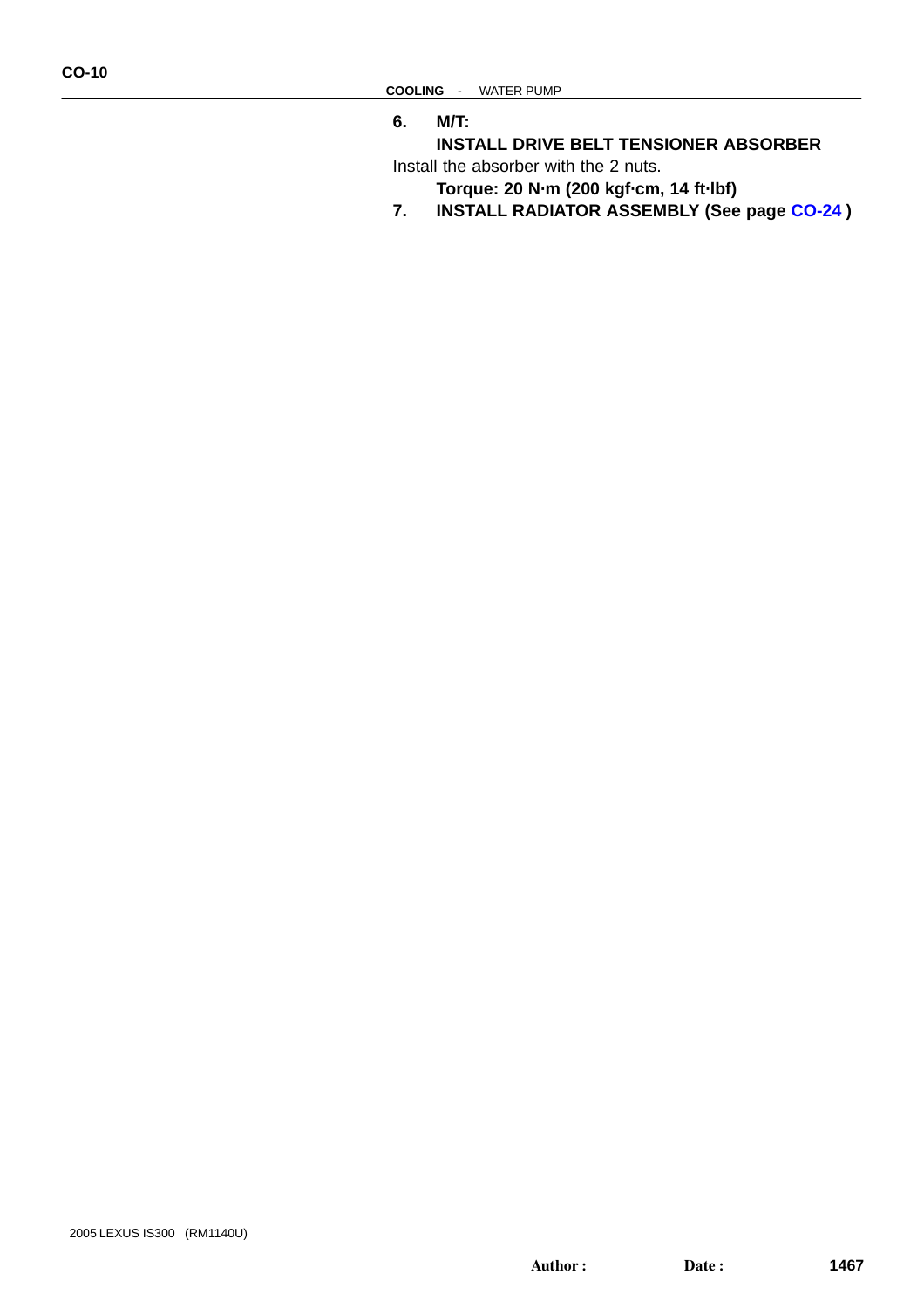**6. M/T:**

**INSTALL DRIVE BELT TENSIONER ABSORBER**

Install the absorber with the 2 nuts.

**Torque: 20 N·m (200 kgf·cm, 14 ft·lbf)**

**7. INSTALL RADIATOR ASSEMBLY (See page CO-24 )**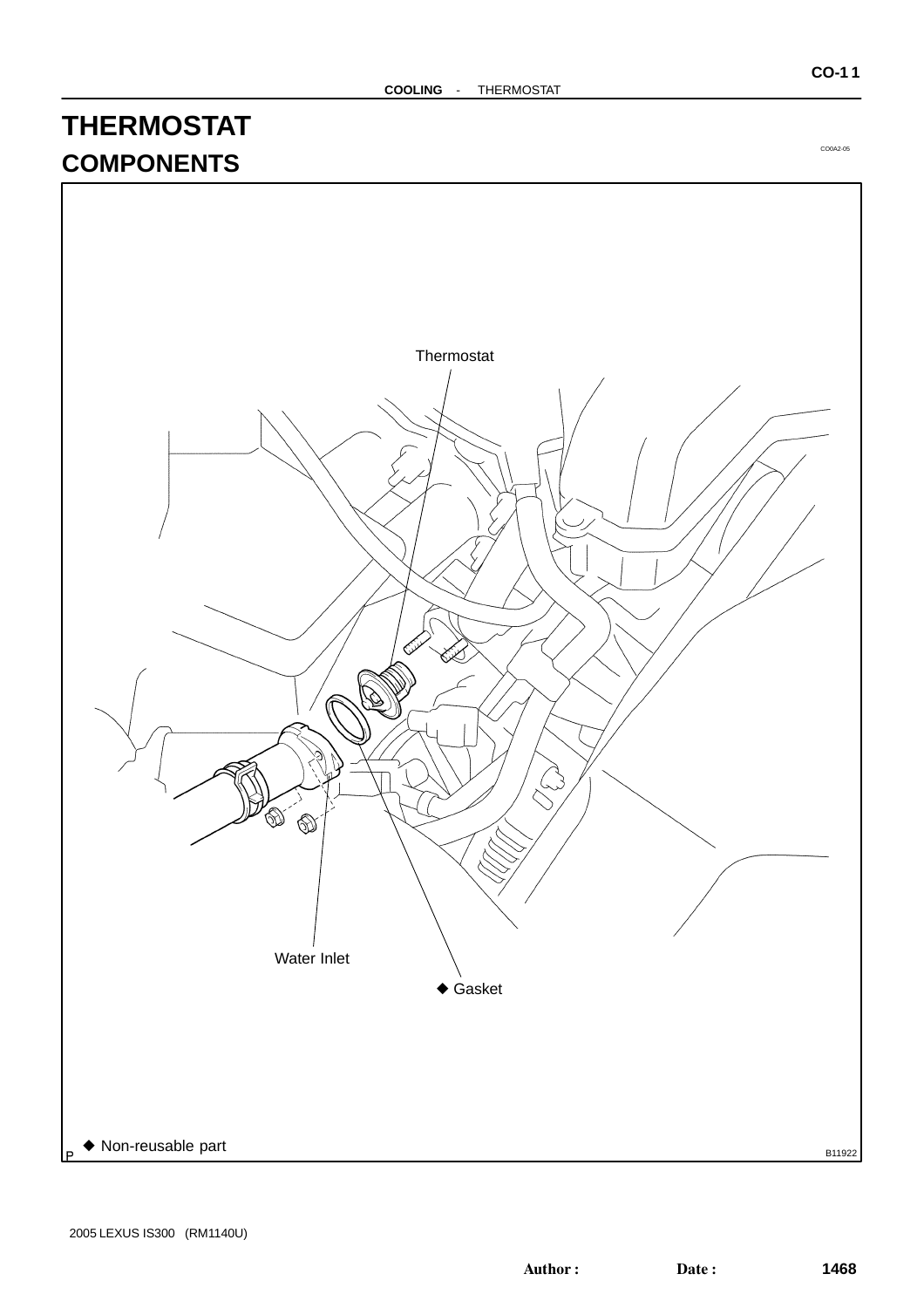# THERMOSTAT

## COMPONENTS

CO0A2-05

Thermostat

Water Inlet

◆ Gasket

◆ Non-reusable part

B11922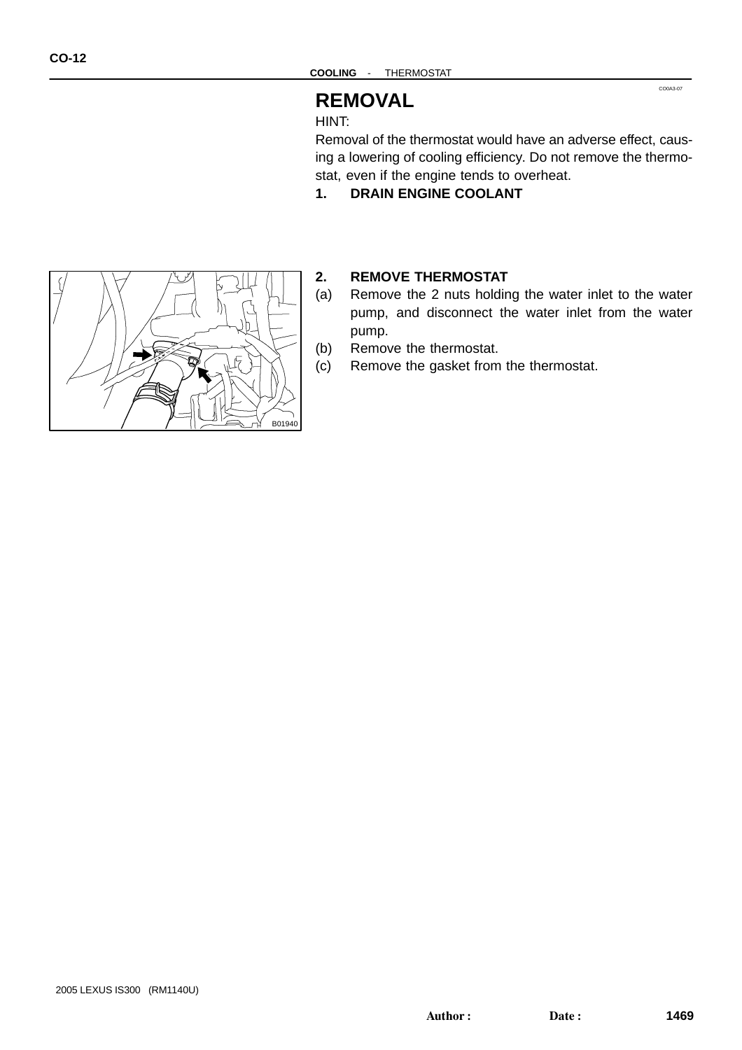# REMOVAL

HINT:

Removal of the thermostat would have an adverse effect, causing a lowering of cooling efficiency. Do not remove the thermostat, even if the engine tends to overheat.

**1. DRAIN ENGINE COOLANT**

**2. REMOVE THERMOSTAT**

(a) Remove the 2 nuts holding the water inlet to the water pump, and disconnect the water inlet from the water pump.

(b) Remove the thermostat.

(c) Remove the gasket from the thermostat.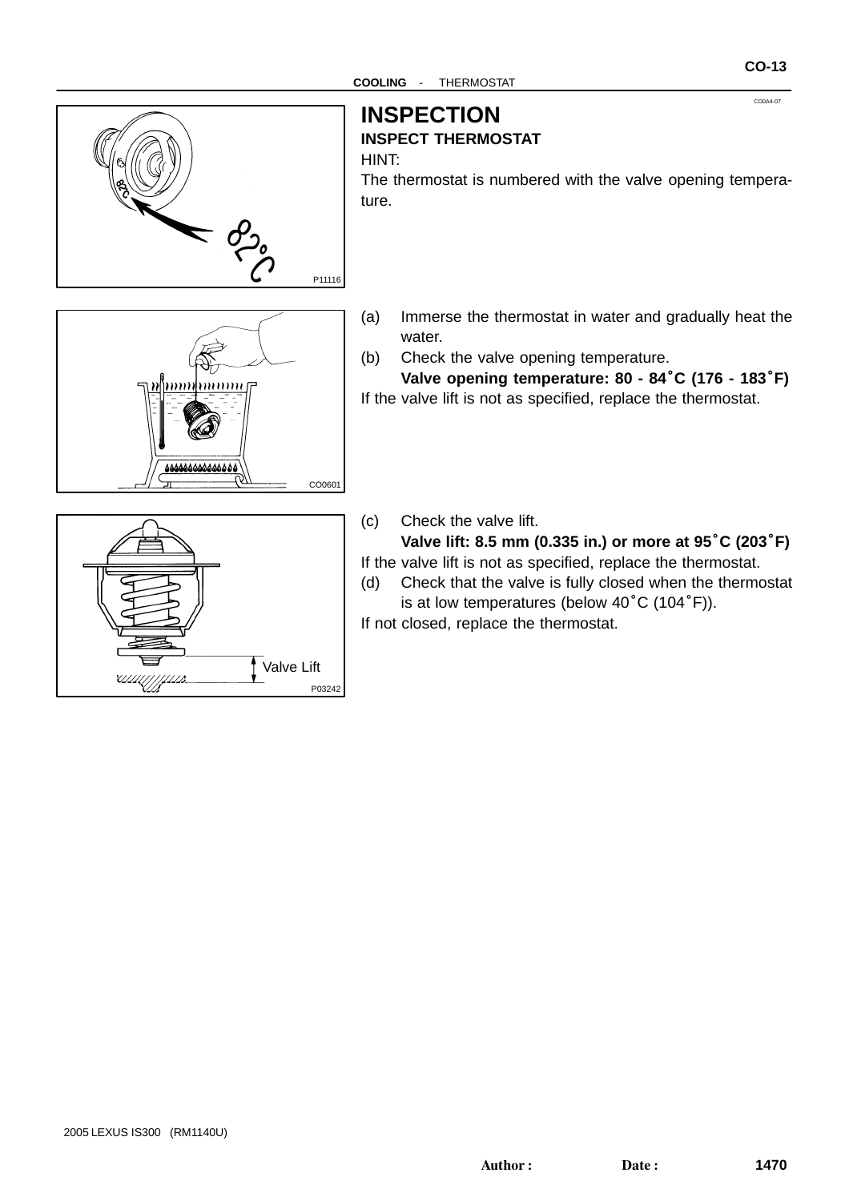# INSPECTION

## INSPECT THERMOSTAT

HINT:

The thermostat is numbered with the valve opening temperature.

(a) Immerse the thermostat in water and gradually heat the water.

(b) Check the valve opening temperature.

**Valve opening temperature: 80 - 84°C (176 - 183°F)**

If the valve lift is not as specified, replace the thermostat.

(c) Check the valve lift.

**Valve lift: 8.5 mm (0.335 in.) or more at 95°C (203°F)**

If the valve lift is not as specified, replace the thermostat.

(d) Check that the valve is fully closed when the thermostat is at low temperatures (below 40°C (104°F)).

If not closed, replace the thermostat.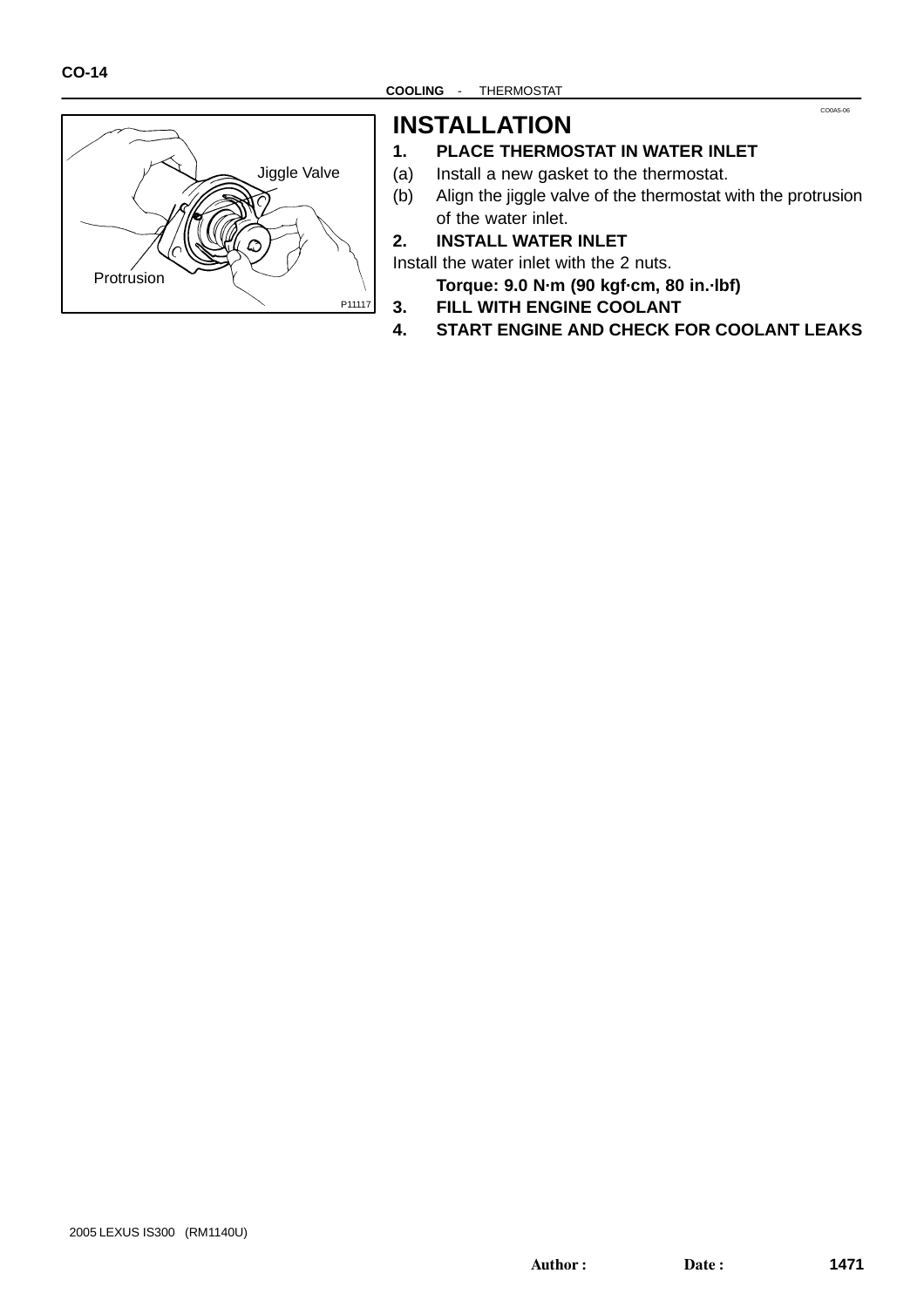# INSTALLATION

1. **PLACE THERMOSTAT IN WATER INLET**

(a) Install a new gasket to the thermostat.

(b) Align the jiggle valve of the thermostat with the protrusion of the water inlet.

2. **INSTALL WATER INLET**

Install the water inlet with the 2 nuts.

**Torque: 9.0 N·m (90 kgf·cm, 80 in.·lbf)**

3. **FILL WITH ENGINE COOLANT**

4. **START ENGINE AND CHECK FOR COOLANT LEAKS**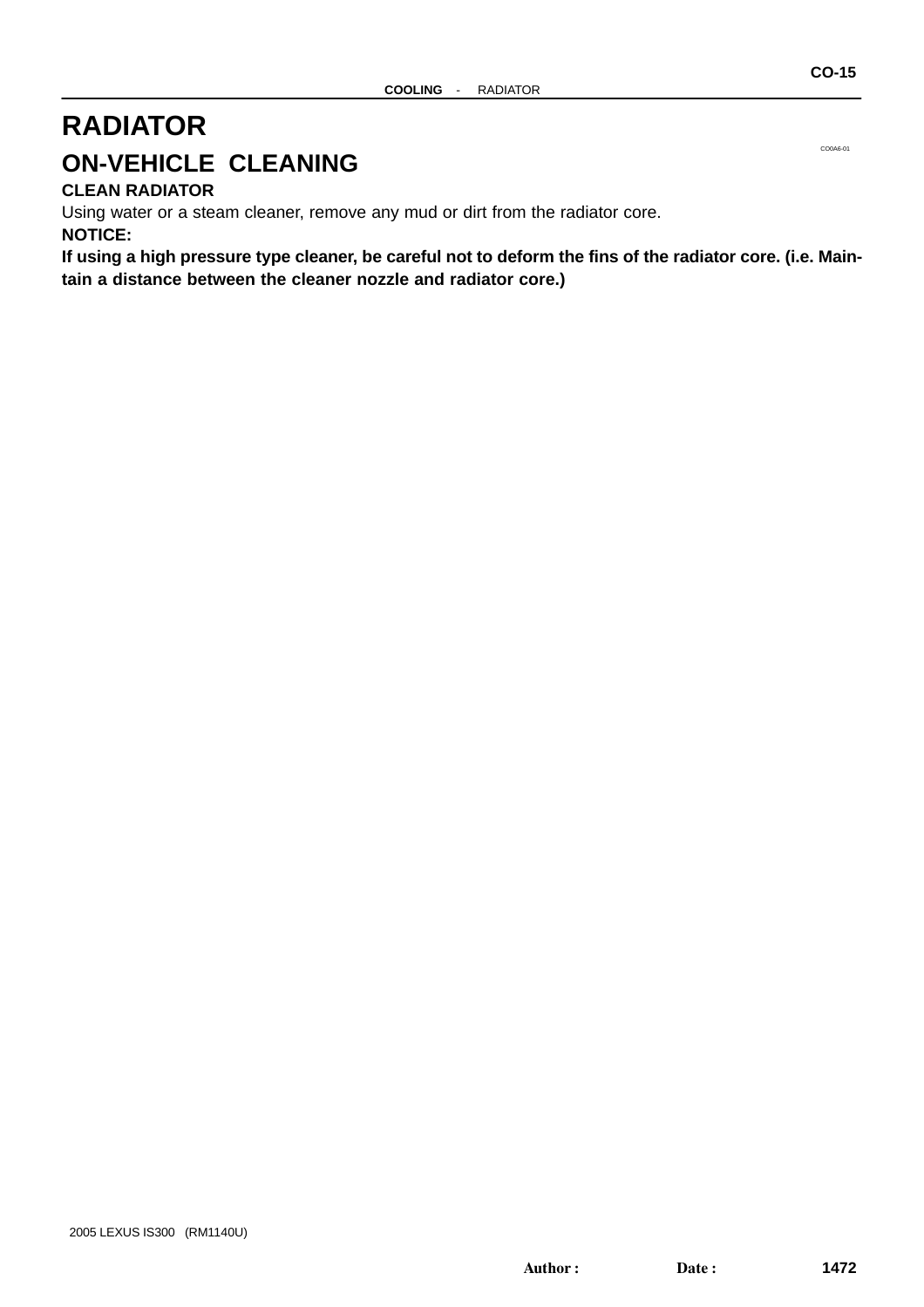# RADIATOR

CO0A6-01

## ON-VEHICLE CLEANING

**CLEAN RADIATOR**

Using water or a steam cleaner, remove any mud or dirt from the radiator core.

**NOTICE:**

**If using a high pressure type cleaner, be careful not to deform the fins of the radiator core. (i.e. Maintain a distance between the cleaner nozzle and radiator core.)**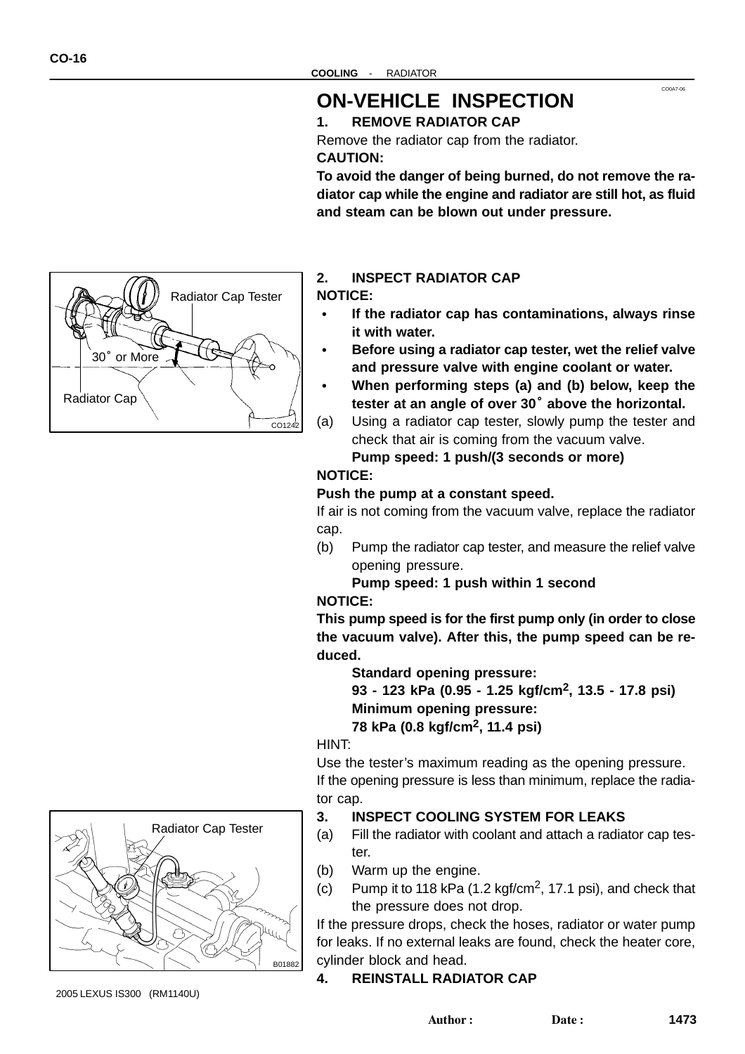# ON-VEHICLE INSPECTION

## 1. REMOVE RADIATOR CAP

Remove the radiator cap from the radiator.

**CAUTION:**

**To avoid the danger of being burned, do not remove the radiator cap while the engine and radiator are still hot, as fluid and steam can be blown out under pressure.**

Radiator Cap Tester

30° or More

Radiator Cap

CO1242

## 2. INSPECT RADIATOR CAP

**NOTICE:**

- **If the radiator cap has contaminations, always rinse it with water.**
- **Before using a radiator cap tester, wet the relief valve and pressure valve with engine coolant or water.**
- **When performing steps (a) and (b) below, keep the tester at an angle of over 30° above the horizontal.**

(a) Using a radiator cap tester, slowly pump the tester and check that air is coming from the vacuum valve.

**Pump speed: 1 push/(3 seconds or more)**

**NOTICE:**

**Push the pump at a constant speed.**

If air is not coming from the vacuum valve, replace the radiator cap.

(b) Pump the radiator cap tester, and measure the relief valve opening pressure.

**Pump speed: 1 push within 1 second**

**NOTICE:**

**This pump speed is for the first pump only (in order to close the vacuum valve). After this, the pump speed can be reduced.**

**Standard opening pressure:**
**93 - 123 kPa (0.95 - 1.25 kgf/cm$^2$, 13.5 - 17.8 psi)**
**Minimum opening pressure:**
**78 kPa (0.8 kgf/cm$^2$, 11.4 psi)**

HINT:

Use the tester's maximum reading as the opening pressure.

If the opening pressure is less than minimum, replace the radiator cap.

Radiator Cap Tester

B01882

## 3. INSPECT COOLING SYSTEM FOR LEAKS

(a) Fill the radiator with coolant and attach a radiator cap tester.

(b) Warm up the engine.

(c) Pump it to 118 kPa (1.2 kgf/cm$^2$, 17.1 psi), and check that the pressure does not drop.

If the pressure drops, check the hoses, radiator or water pump for leaks. If no external leaks are found, check the heater core, cylinder block and head.

## 4. REINSTALL RADIATOR CAP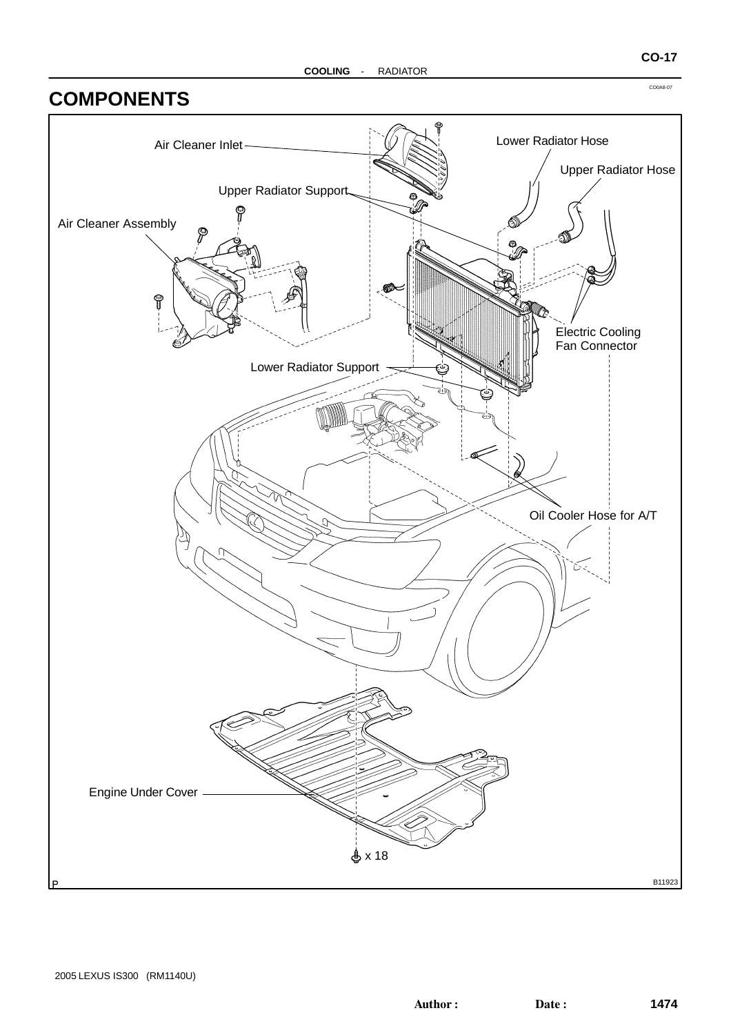# COMPONENTS

Air Cleaner Inlet

Lower Radiator Hose

Upper Radiator Hose

Upper Radiator Support

Air Cleaner Assembly

Electric Cooling Fan Connector

Lower Radiator Support

Oil Cooler Hose for A/T

Engine Under Cover

x 18

B11923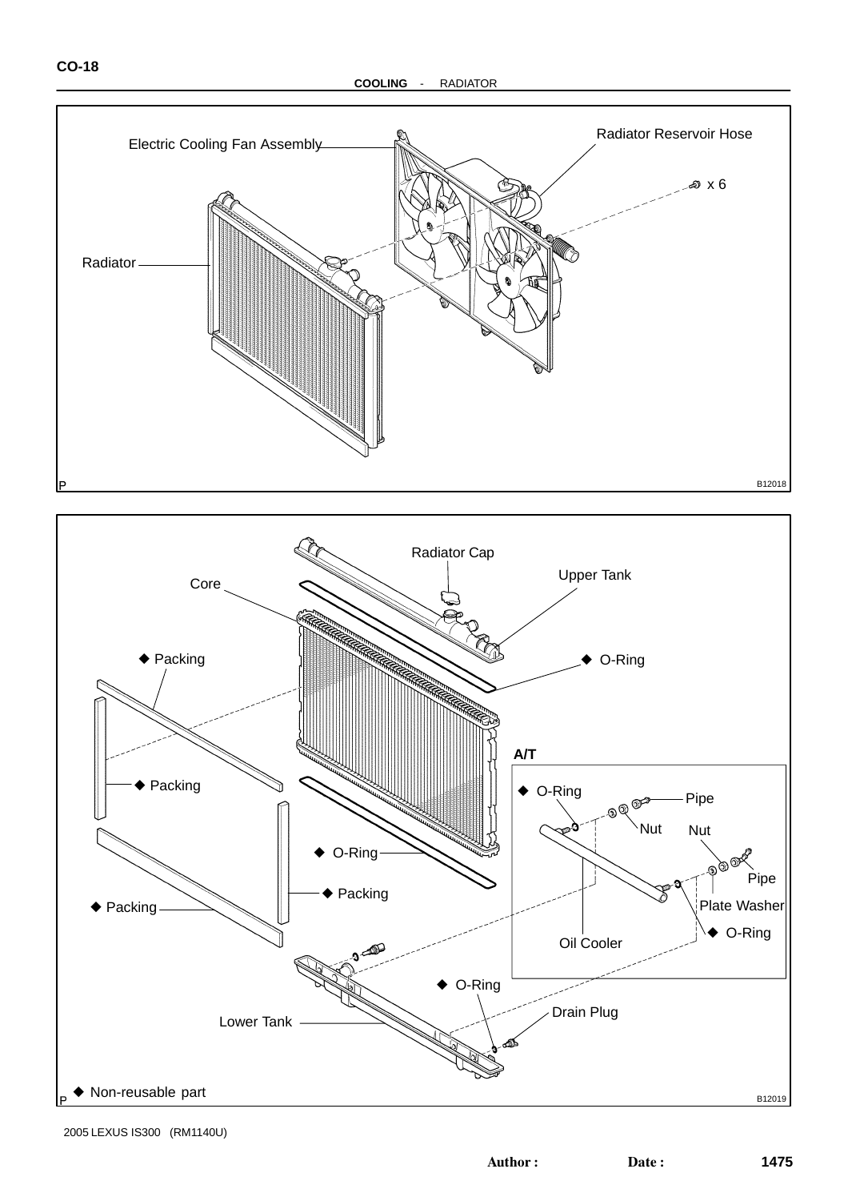Electric Cooling Fan Assembly

Radiator Reservoir Hose

x 6

Radiator

B12018

Radiator Cap

Upper Tank

Core

◆ Packing

◆ O-Ring

A/T

◆ Packing

◆ O-Ring

Pipe

Nut

Nut

◆ O-Ring

Pipe

◆ Packing

Plate Washer

◆ Packing

◆ O-Ring

Oil Cooler

◆ O-Ring

Drain Plug

Lower Tank

◆ Non-reusable part

B12019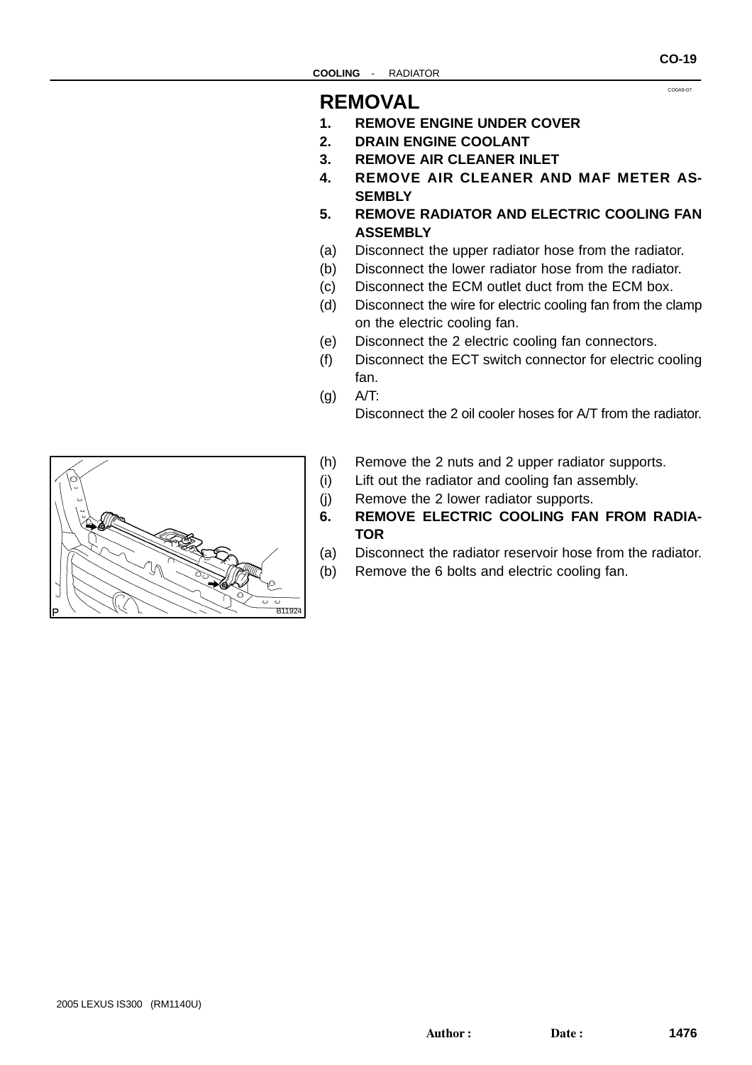# REMOVAL

1. **REMOVE ENGINE UNDER COVER**
2. **DRAIN ENGINE COOLANT**
3. **REMOVE AIR CLEANER INLET**
4. **REMOVE AIR CLEANER AND MAF METER ASSEMBLY**
5. **REMOVE RADIATOR AND ELECTRIC COOLING FAN ASSEMBLY**

(a) Disconnect the upper radiator hose from the radiator.

(b) Disconnect the lower radiator hose from the radiator.

(c) Disconnect the ECM outlet duct from the ECM box.

(d) Disconnect the wire for electric cooling fan from the clamp on the electric cooling fan.

(e) Disconnect the 2 electric cooling fan connectors.

(f) Disconnect the ECT switch connector for electric cooling fan.

(g) A/T:
Disconnect the 2 oil cooler hoses for A/T from the radiator.

(h) Remove the 2 nuts and 2 upper radiator supports.

(i) Lift out the radiator and cooling fan assembly.

(j) Remove the 2 lower radiator supports.

6. **REMOVE ELECTRIC COOLING FAN FROM RADIATOR**

(a) Disconnect the radiator reservoir hose from the radiator.

(b) Remove the 6 bolts and electric cooling fan.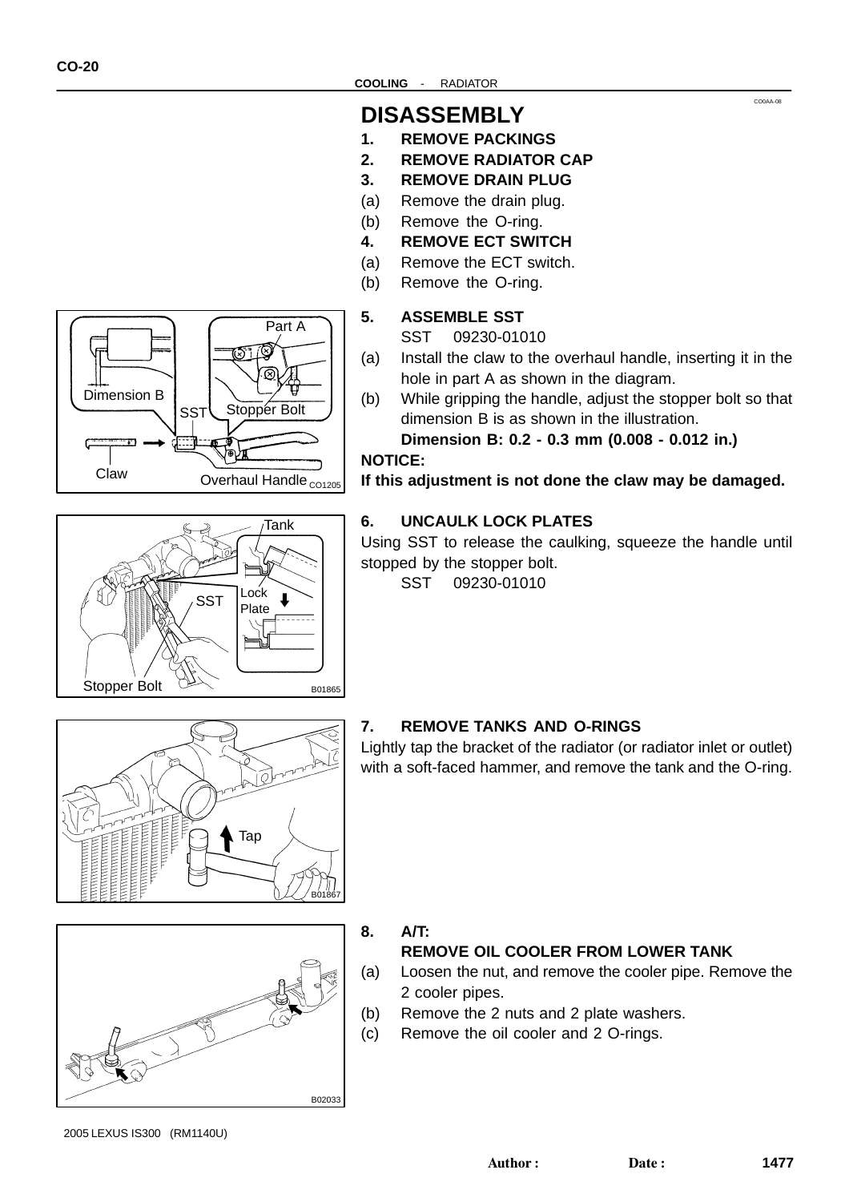# DISASSEMBLY

**1. REMOVE PACKINGS**

**2. REMOVE RADIATOR CAP**

**3. REMOVE DRAIN PLUG**

(a) Remove the drain plug.

(b) Remove the O-ring.

**4. REMOVE ECT SWITCH**

(a) Remove the ECT switch.

(b) Remove the O-ring.

**5. ASSEMBLE SST**

SST 09230-01010

(a) Install the claw to the overhaul handle, inserting it in the hole in part A as shown in the diagram.

(b) While gripping the handle, adjust the stopper bolt so that dimension B is as shown in the illustration.

**Dimension B: 0.2 - 0.3 mm (0.008 - 0.012 in.)**

**NOTICE:**

**If this adjustment is not done the claw may be damaged.**

**6. UNCAULK LOCK PLATES**

Using SST to release the caulking, squeeze the handle until stopped by the stopper bolt.

SST 09230-01010

**7. REMOVE TANKS AND O-RINGS**

Lightly tap the bracket of the radiator (or radiator inlet or outlet) with a soft-faced hammer, and remove the tank and the O-ring.

**8. A/T:**
**REMOVE OIL COOLER FROM LOWER TANK**

(a) Loosen the nut, and remove the cooler pipe. Remove the 2 cooler pipes.

(b) Remove the 2 nuts and 2 plate washers.

(c) Remove the oil cooler and 2 O-rings.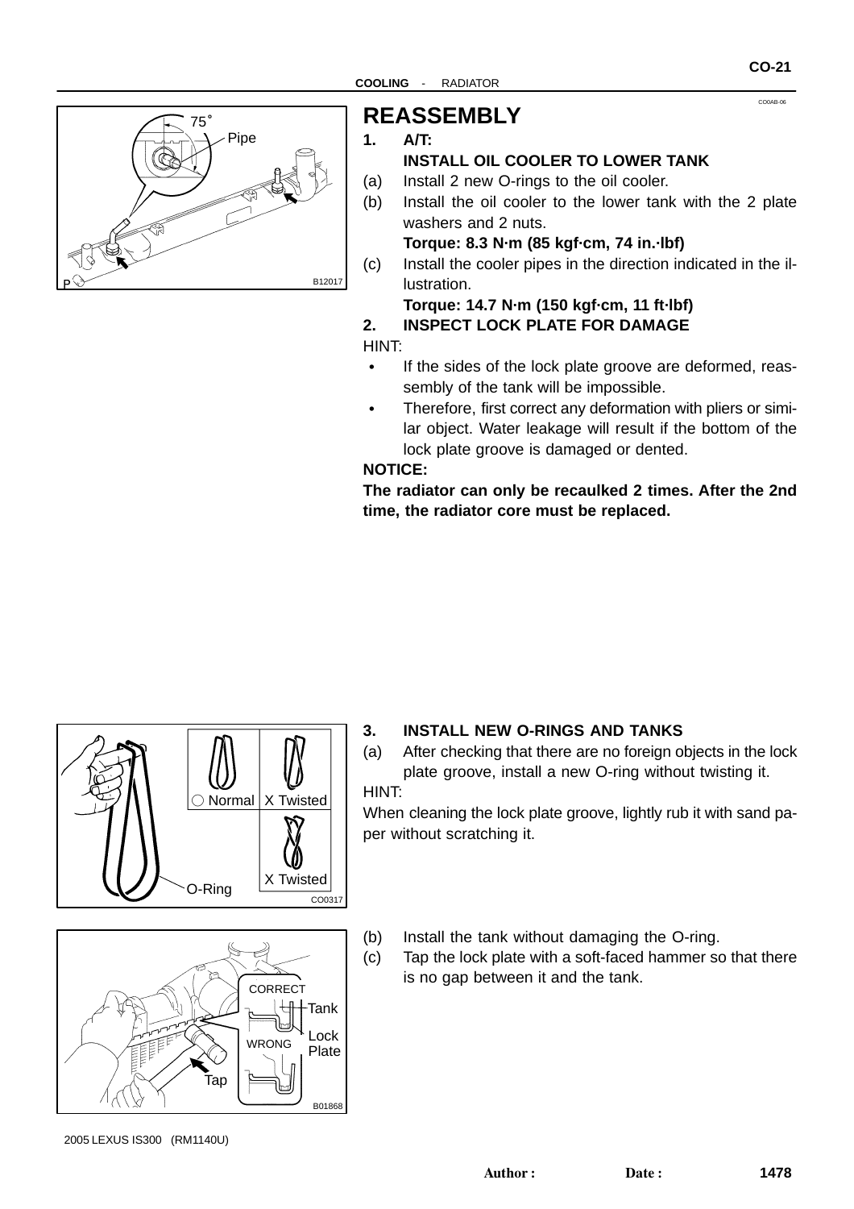# REASSEMBLY

**1. A/T:**
**INSTALL OIL COOLER TO LOWER TANK**

(a) Install 2 new O-rings to the oil cooler.

(b) Install the oil cooler to the lower tank with the 2 plate washers and 2 nuts.
**Torque: 8.3 N·m (85 kgf·cm, 74 in.·lbf)**

(c) Install the cooler pipes in the direction indicated in the illustration.
**Torque: 14.7 N·m (150 kgf·cm, 11 ft·lbf)**

**2. INSPECT LOCK PLATE FOR DAMAGE**

HINT:

- If the sides of the lock plate groove are deformed, reassembly of the tank will be impossible.
- Therefore, first correct any deformation with pliers or similar object. Water leakage will result if the bottom of the lock plate groove is damaged or dented.

**NOTICE:**

**The radiator can only be recaulked 2 times. After the 2nd time, the radiator core must be replaced.**

**3. INSTALL NEW O-RINGS AND TANKS**

(a) After checking that there are no foreign objects in the lock plate groove, install a new O-ring without twisting it.

HINT:

When cleaning the lock plate groove, lightly rub it with sand paper without scratching it.

(b) Install the tank without damaging the O-ring.

(c) Tap the lock plate with a soft-faced hammer so that there is no gap between it and the tank.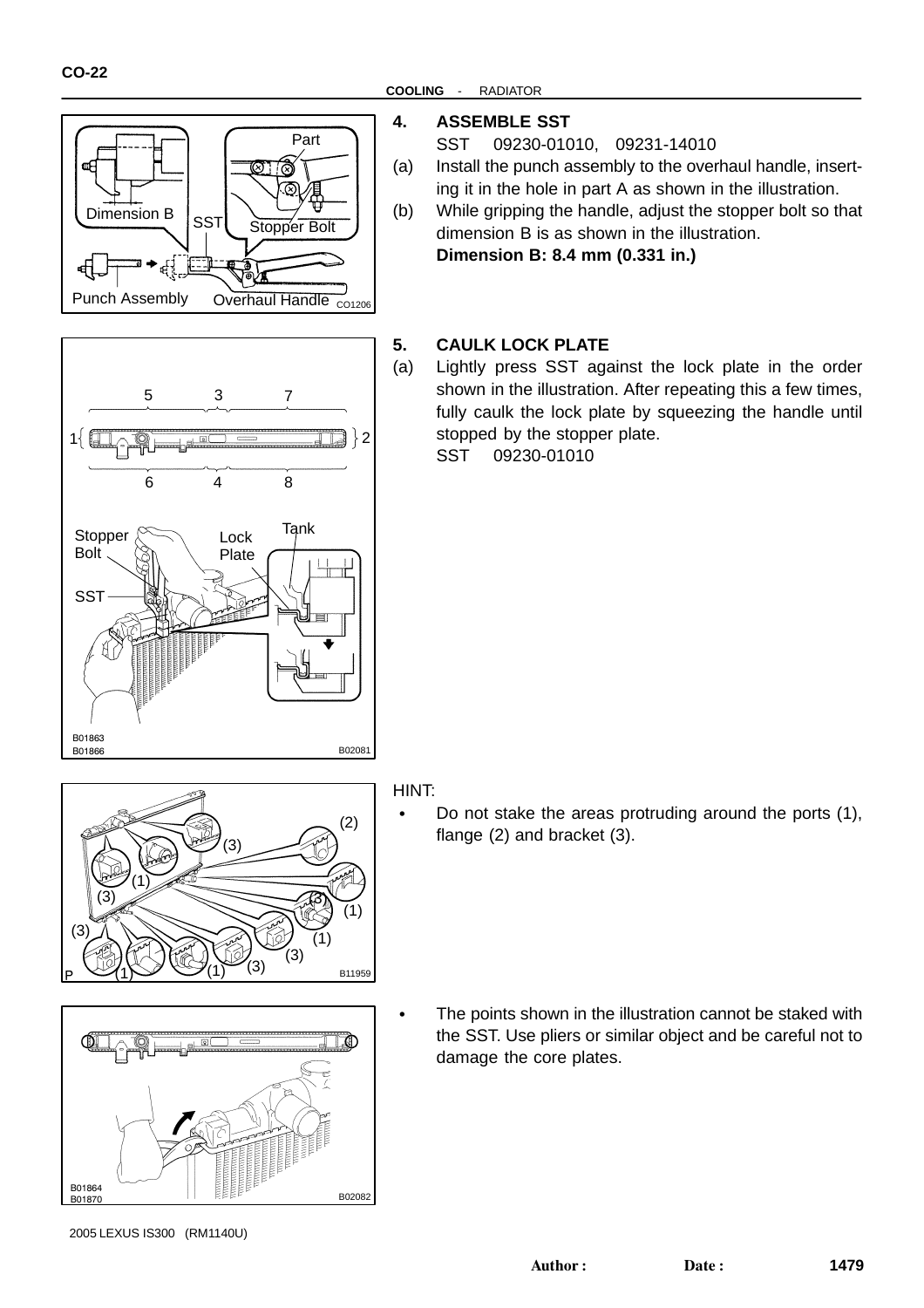4. **ASSEMBLE SST**

SST 09230-01010, 09231-14010

(a) Install the punch assembly to the overhaul handle, inserting it in the hole in part A as shown in the illustration.

(b) While gripping the handle, adjust the stopper bolt so that dimension B is as shown in the illustration.

**Dimension B: 8.4 mm (0.331 in.)**

5. **CAULK LOCK PLATE**

(a) Lightly press SST against the lock plate in the order shown in the illustration. After repeating this a few times, fully caulk the lock plate by squeezing the handle until stopped by the stopper plate.

SST 09230-01010

HINT:

- Do not stake the areas protruding around the ports (1), flange (2) and bracket (3).
- The points shown in the illustration cannot be staked with the SST. Use pliers or similar object and be careful not to damage the core plates.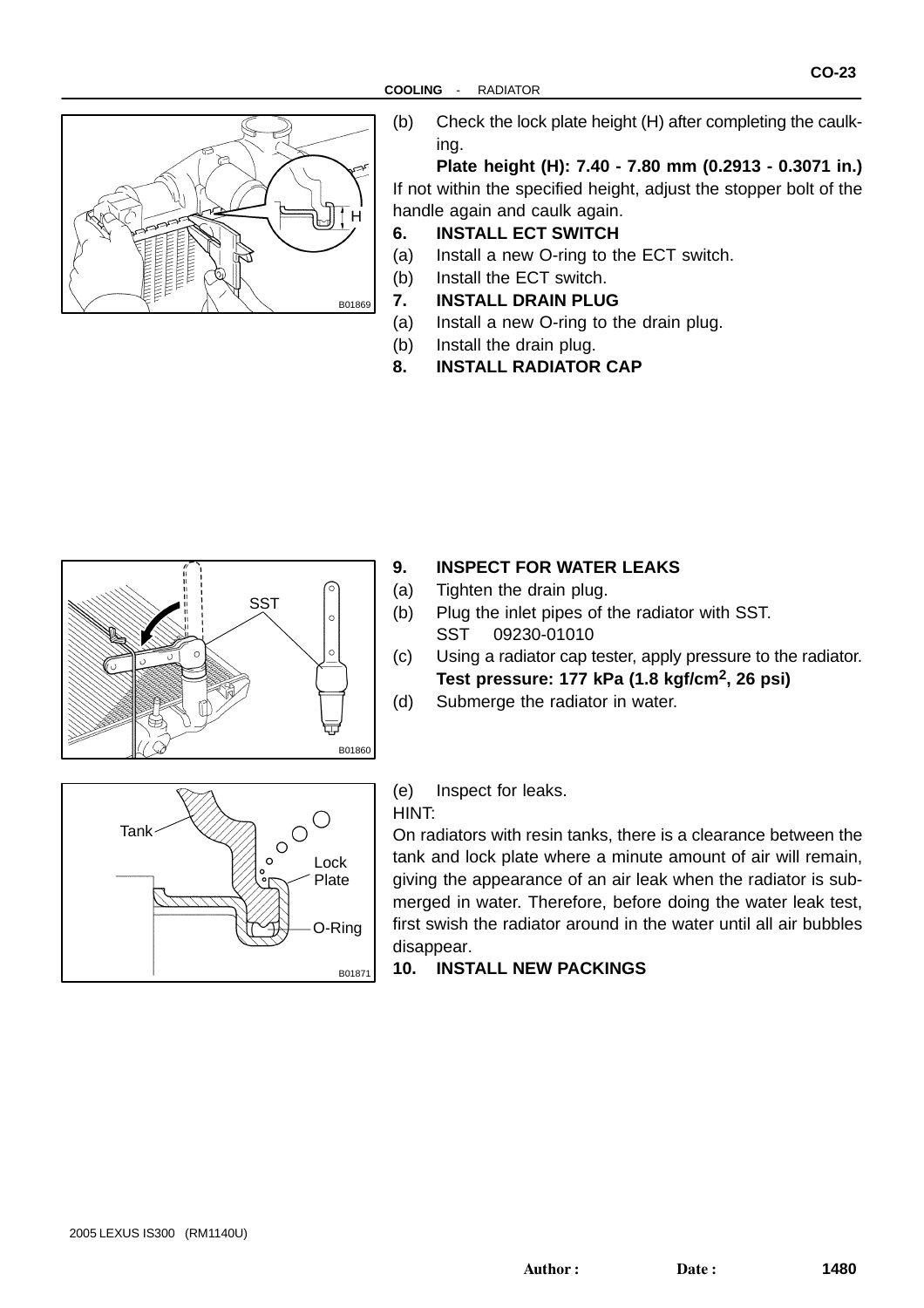(b) Check the lock plate height (H) after completing the caulking.

**Plate height (H): 7.40 - 7.80 mm (0.2913 - 0.3071 in.)**

If not within the specified height, adjust the stopper bolt of the handle again and caulk again.

**6. INSTALL ECT SWITCH**

(a) Install a new O-ring to the ECT switch.

(b) Install the ECT switch.

**7. INSTALL DRAIN PLUG**

(a) Install a new O-ring to the drain plug.

(b) Install the drain plug.

**8. INSTALL RADIATOR CAP**

**9. INSPECT FOR WATER LEAKS**

(a) Tighten the drain plug.

(b) Plug the inlet pipes of the radiator with SST.
SST 09230-01010

(c) Using a radiator cap tester, apply pressure to the radiator.
**Test pressure: 177 kPa (1.8 kgf/cm$^2$, 26 psi)**

(d) Submerge the radiator in water.

(e) Inspect for leaks.

HINT:

On radiators with resin tanks, there is a clearance between the tank and lock plate where a minute amount of air will remain, giving the appearance of an air leak when the radiator is submerged in water. Therefore, before doing the water leak test, first swish the radiator around in the water until all air bubbles disappear.

**10. INSTALL NEW PACKINGS**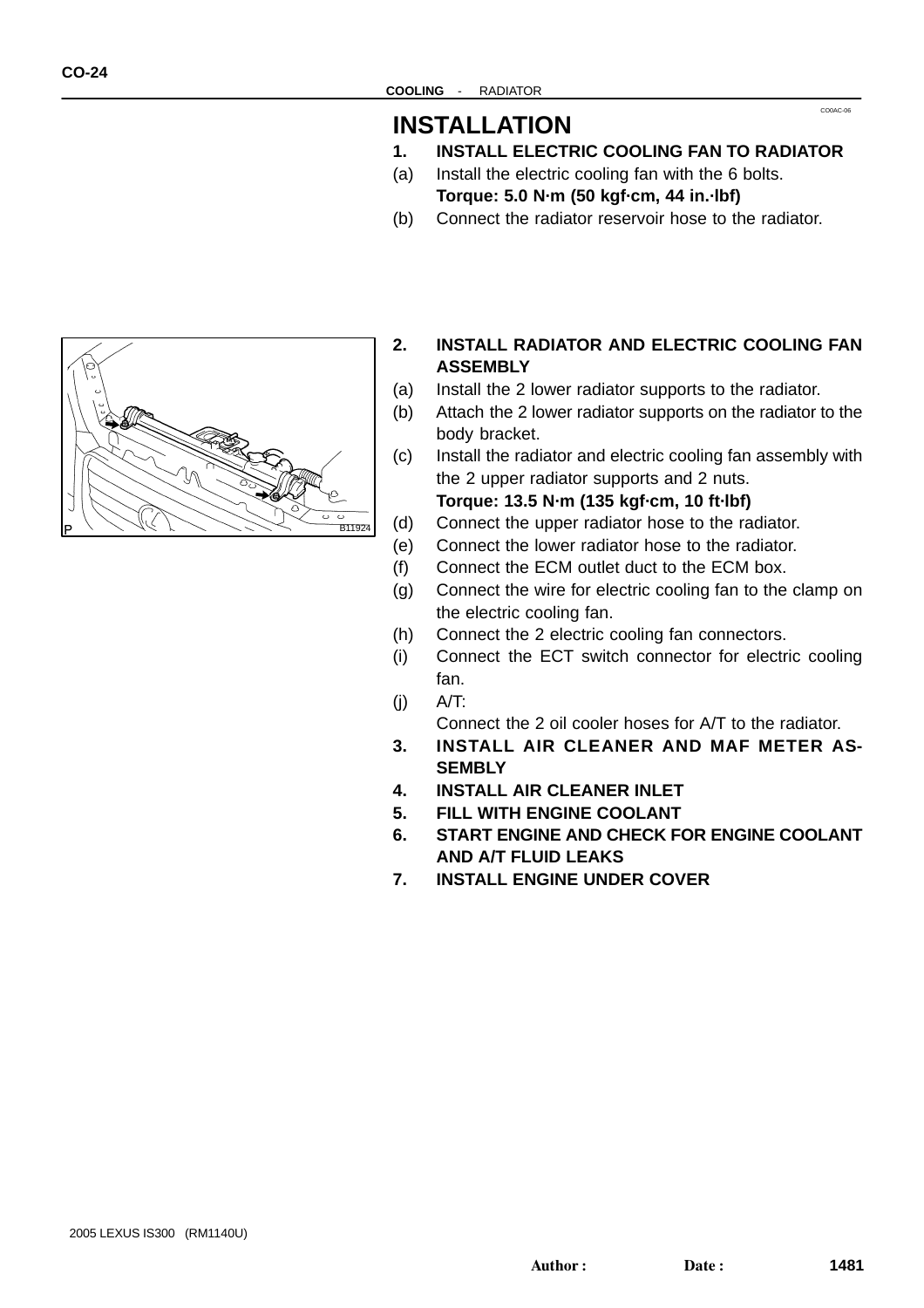# INSTALLATION

1. **INSTALL ELECTRIC COOLING FAN TO RADIATOR**

(a) Install the electric cooling fan with the 6 bolts.
**Torque: 5.0 N·m (50 kgf·cm, 44 in.·lbf)**

(b) Connect the radiator reservoir hose to the radiator.

2. **INSTALL RADIATOR AND ELECTRIC COOLING FAN ASSEMBLY**

(a) Install the 2 lower radiator supports to the radiator.

(b) Attach the 2 lower radiator supports on the radiator to the body bracket.

(c) Install the radiator and electric cooling fan assembly with the 2 upper radiator supports and 2 nuts.
**Torque: 13.5 N·m (135 kgf·cm, 10 ft·lbf)**

(d) Connect the upper radiator hose to the radiator.

(e) Connect the lower radiator hose to the radiator.

(f) Connect the ECM outlet duct to the ECM box.

(g) Connect the wire for electric cooling fan to the clamp on the electric cooling fan.

(h) Connect the 2 electric cooling fan connectors.

(i) Connect the ECT switch connector for electric cooling fan.

(j) A/T:
Connect the 2 oil cooler hoses for A/T to the radiator.

3. **INSTALL AIR CLEANER AND MAF METER ASSEMBLY**
4. **INSTALL AIR CLEANER INLET**
5. **FILL WITH ENGINE COOLANT**
6. **START ENGINE AND CHECK FOR ENGINE COOLANT AND A/T FLUID LEAKS**
7. **INSTALL ENGINE UNDER COVER**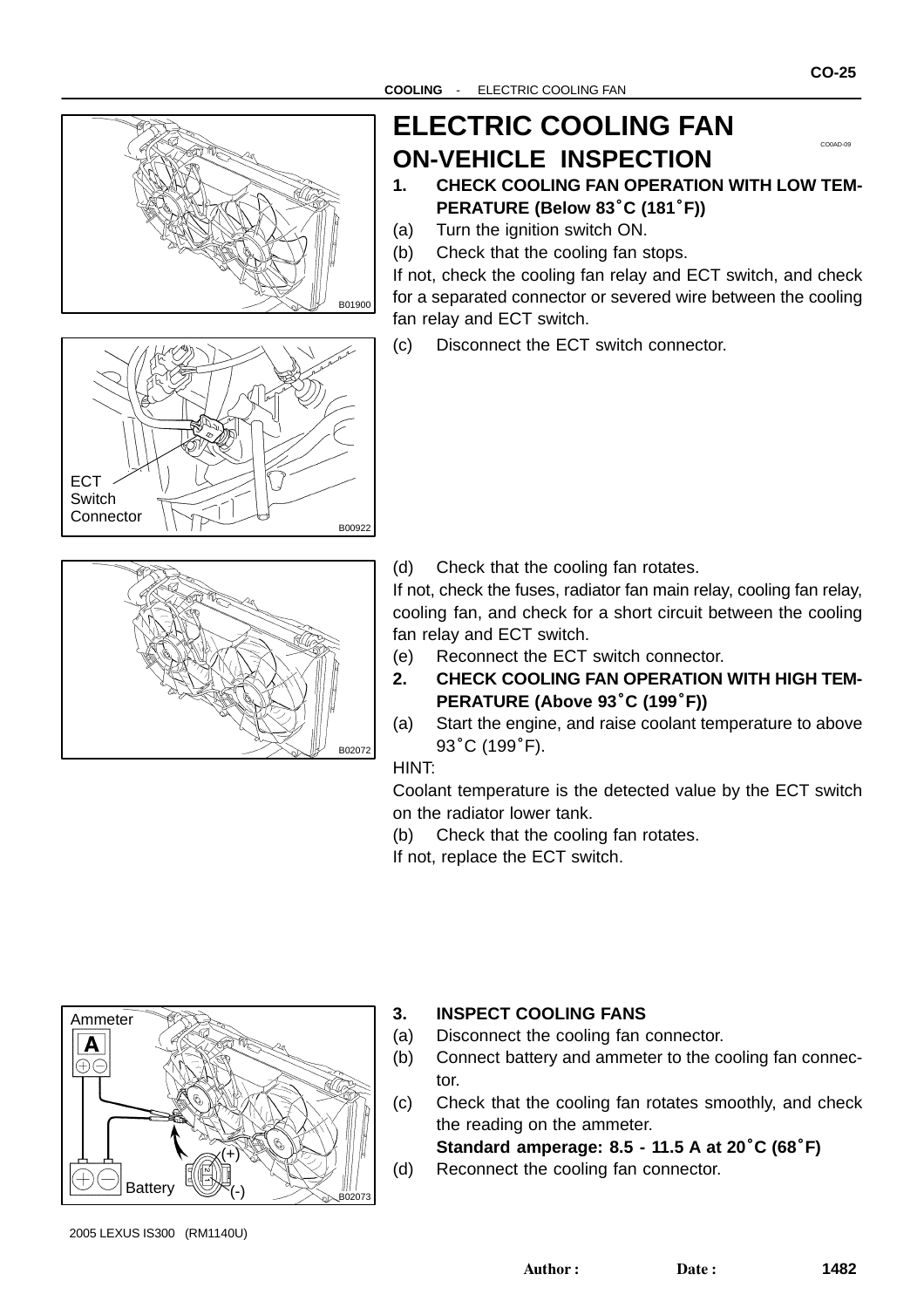# ELECTRIC COOLING FAN

## ON-VEHICLE INSPECTION

**1. CHECK COOLING FAN OPERATION WITH LOW TEMPERATURE (Below 83˚C (181˚F))**

(a) Turn the ignition switch ON.

(b) Check that the cooling fan stops.

If not, check the cooling fan relay and ECT switch, and check for a separated connector or severed wire between the cooling fan relay and ECT switch.

(c) Disconnect the ECT switch connector.

ECT Switch Connector

(d) Check that the cooling fan rotates.

If not, check the fuses, radiator fan main relay, cooling fan relay, cooling fan, and check for a short circuit between the cooling fan relay and ECT switch.

(e) Reconnect the ECT switch connector.

**2. CHECK COOLING FAN OPERATION WITH HIGH TEMPERATURE (Above 93˚C (199˚F))**

(a) Start the engine, and raise coolant temperature to above 93˚C (199˚F).

HINT:

Coolant temperature is the detected value by the ECT switch on the radiator lower tank.

(b) Check that the cooling fan rotates.

If not, replace the ECT switch.

**3. INSPECT COOLING FANS**

(a) Disconnect the cooling fan connector.

(b) Connect battery and ammeter to the cooling fan connector.

(c) Check that the cooling fan rotates smoothly, and check the reading on the ammeter.

**Standard amperage: 8.5 - 11.5 A at 20˚C (68˚F)**

(d) Reconnect the cooling fan connector.

Ammeter A, Battery, (+), (-)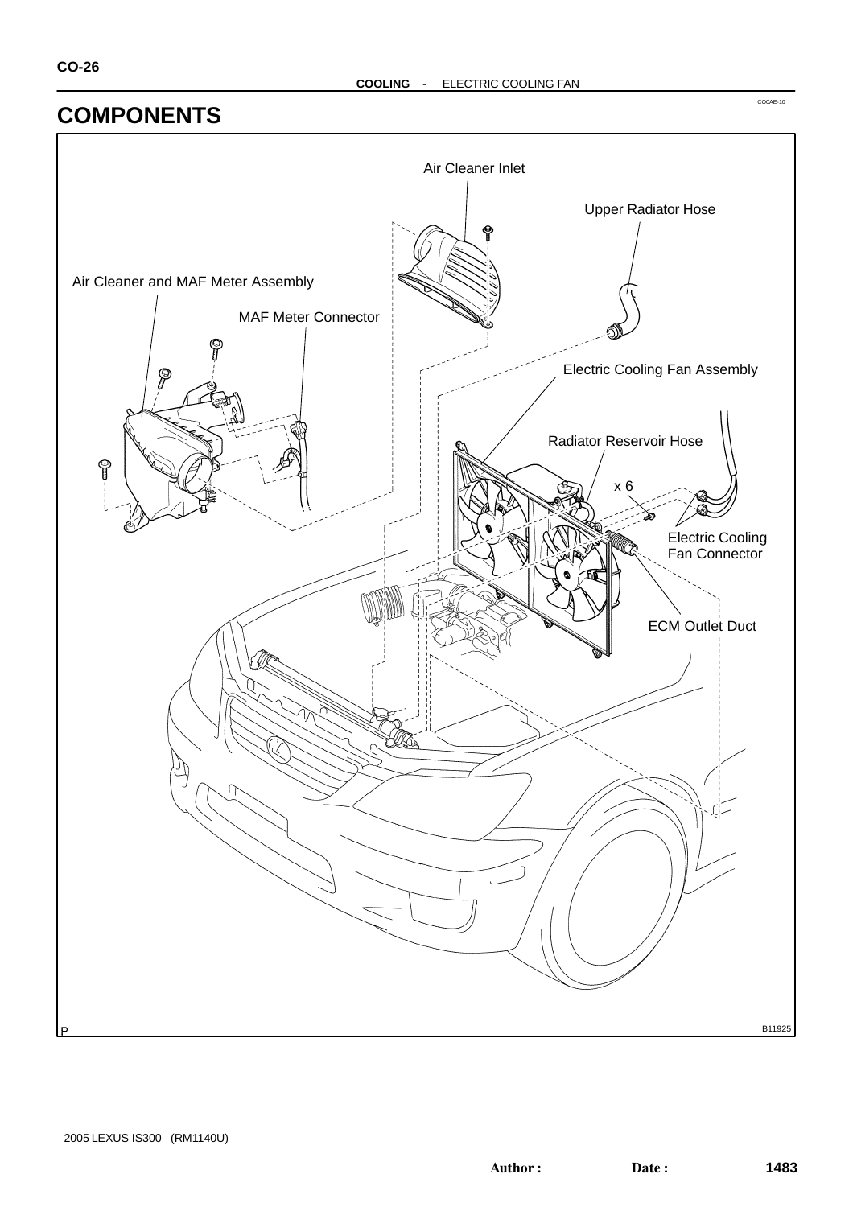# COMPONENTS

CO0AE-10

Air Cleaner Inlet

Upper Radiator Hose

Air Cleaner and MAF Meter Assembly

MAF Meter Connector

Electric Cooling Fan Assembly

Radiator Reservoir Hose

x 6

Electric Cooling Fan Connector

ECM Outlet Duct

P

B11925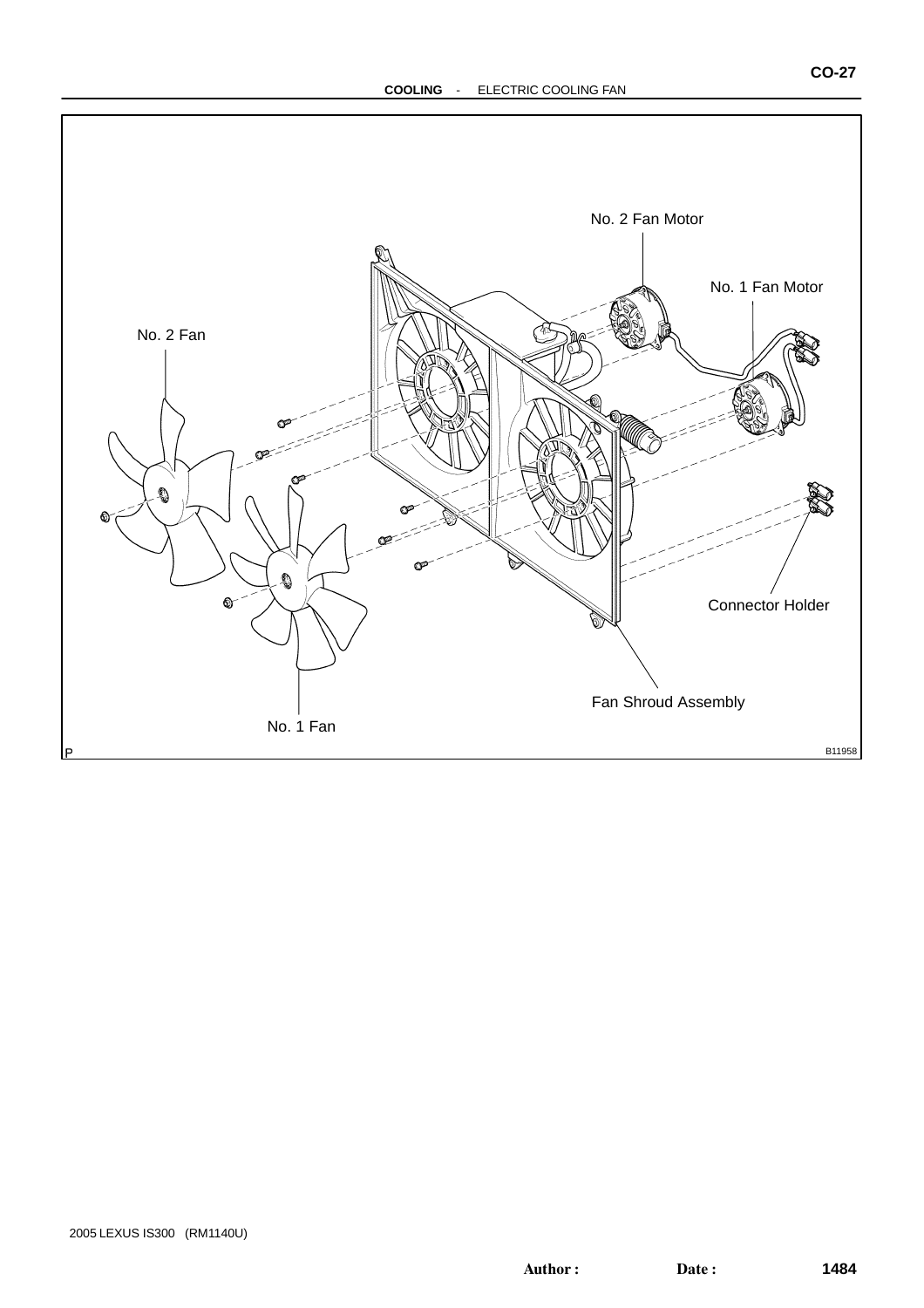No. 2 Fan Motor

No. 1 Fan Motor

No. 2 Fan

Connector Holder

Fan Shroud Assembly

No. 1 Fan

P

B11958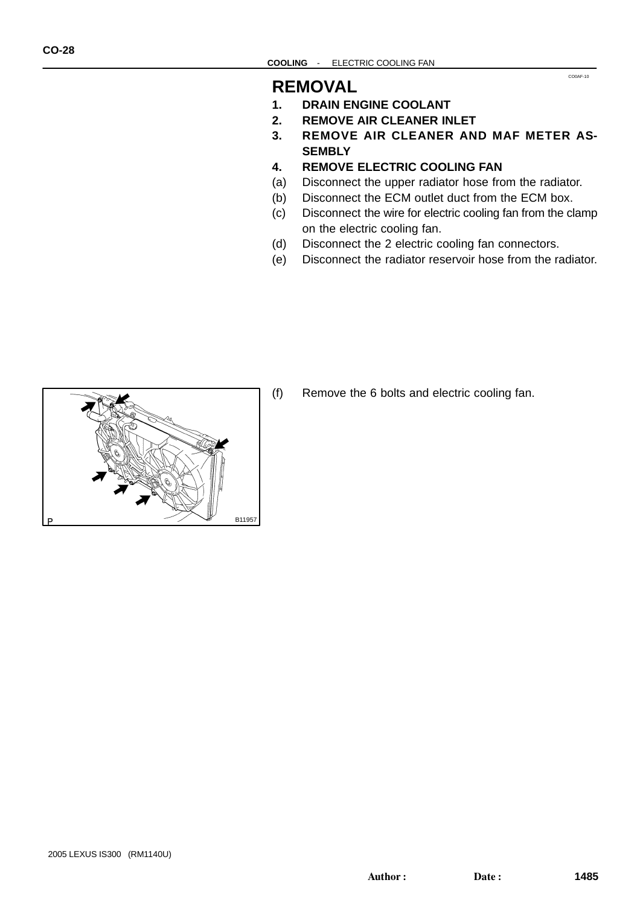## REMOVAL

1. **DRAIN ENGINE COOLANT**
2. **REMOVE AIR CLEANER INLET**
3. **REMOVE AIR CLEANER AND MAF METER ASSEMBLY**
4. **REMOVE ELECTRIC COOLING FAN**

(a) Disconnect the upper radiator hose from the radiator.

(b) Disconnect the ECM outlet duct from the ECM box.

(c) Disconnect the wire for electric cooling fan from the clamp on the electric cooling fan.

(d) Disconnect the 2 electric cooling fan connectors.

(e) Disconnect the radiator reservoir hose from the radiator.

(f) Remove the 6 bolts and electric cooling fan.

B11957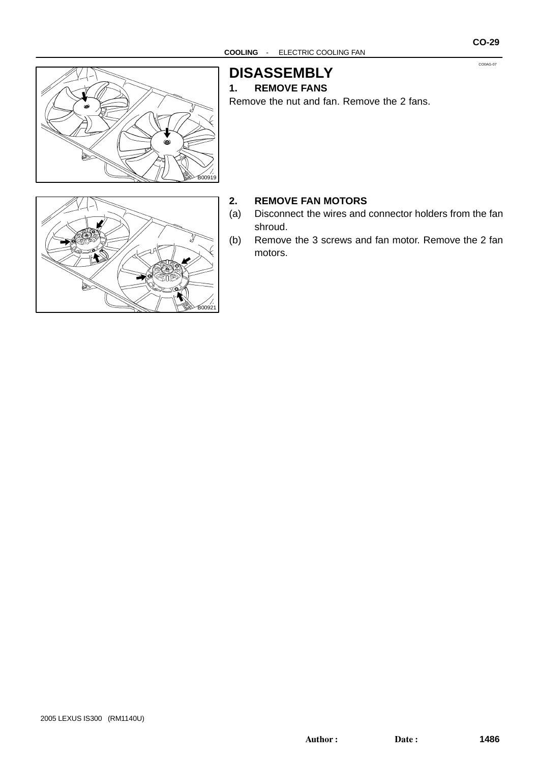# DISASSEMBLY

CO0AG-07

B00919

## 1. REMOVE FANS

Remove the nut and fan. Remove the 2 fans.

B00921

## 2. REMOVE FAN MOTORS

(a) Disconnect the wires and connector holders from the fan shroud.

(b) Remove the 3 screws and fan motor. Remove the 2 fan motors.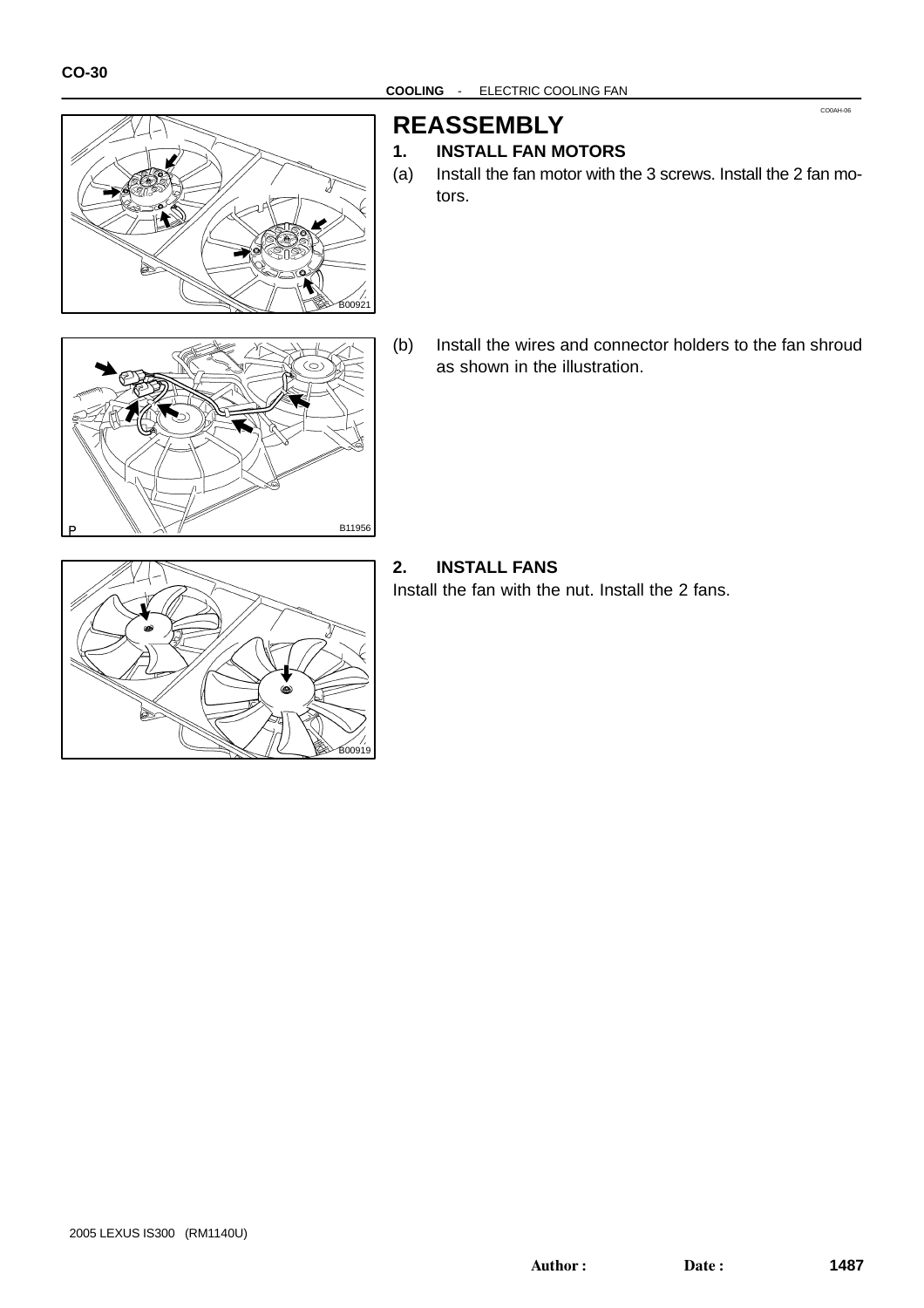# REASSEMBLY

### 1. INSTALL FAN MOTORS

(a) Install the fan motor with the 3 screws. Install the 2 fan motors.

B00921

(b) Install the wires and connector holders to the fan shroud as shown in the illustration.

B11956

### 2. INSTALL FANS

Install the fan with the nut. Install the 2 fans.

B00919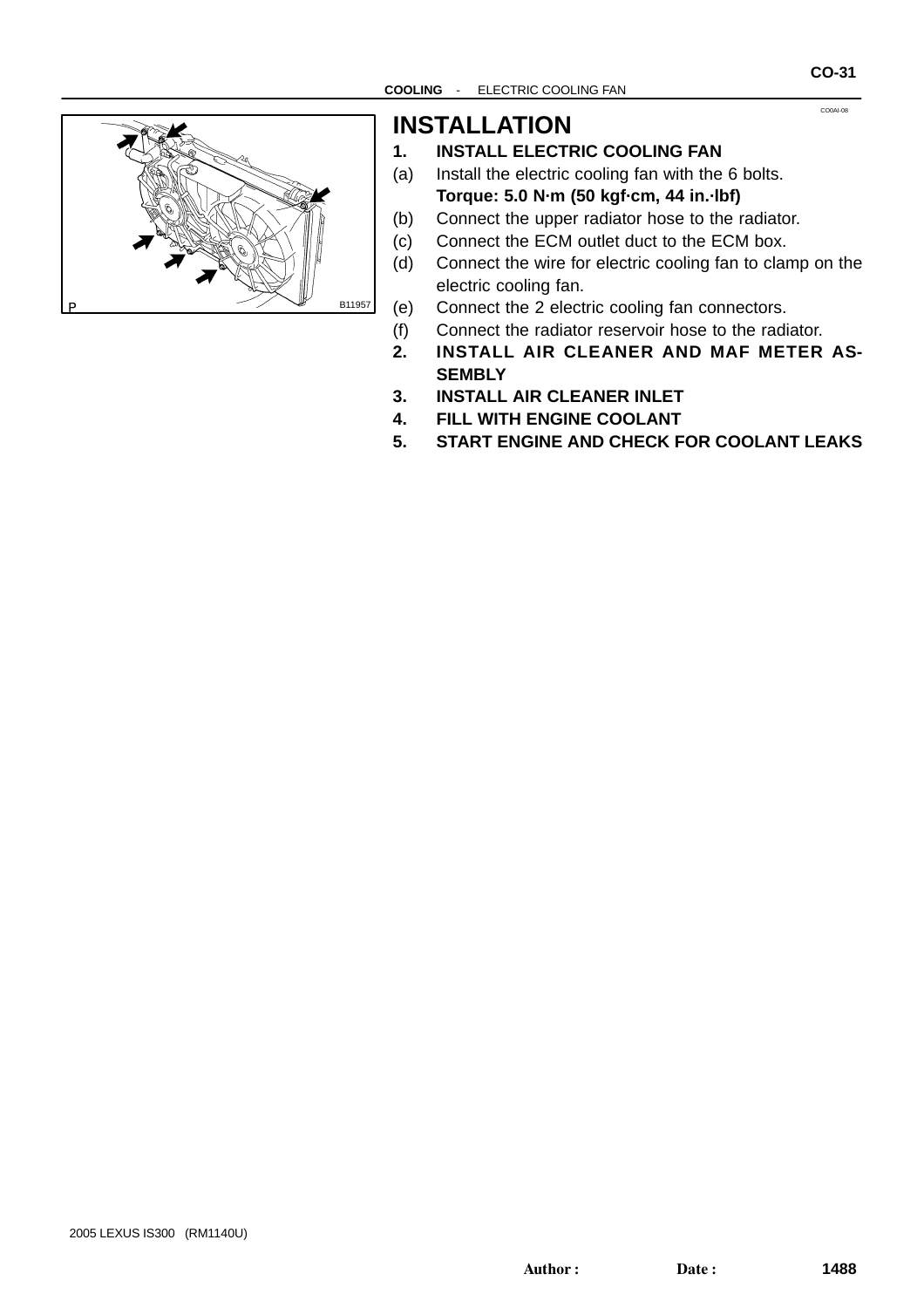# INSTALLATION

1. **INSTALL ELECTRIC COOLING FAN**

(a) Install the electric cooling fan with the 6 bolts.
**Torque: 5.0 N·m (50 kgf·cm, 44 in.·lbf)**

(b) Connect the upper radiator hose to the radiator.

(c) Connect the ECM outlet duct to the ECM box.

(d) Connect the wire for electric cooling fan to clamp on the electric cooling fan.

(e) Connect the 2 electric cooling fan connectors.

(f) Connect the radiator reservoir hose to the radiator.

2. **INSTALL AIR CLEANER AND MAF METER ASSEMBLY**
3. **INSTALL AIR CLEANER INLET**
4. **FILL WITH ENGINE COOLANT**
5. **START ENGINE AND CHECK FOR COOLANT LEAKS**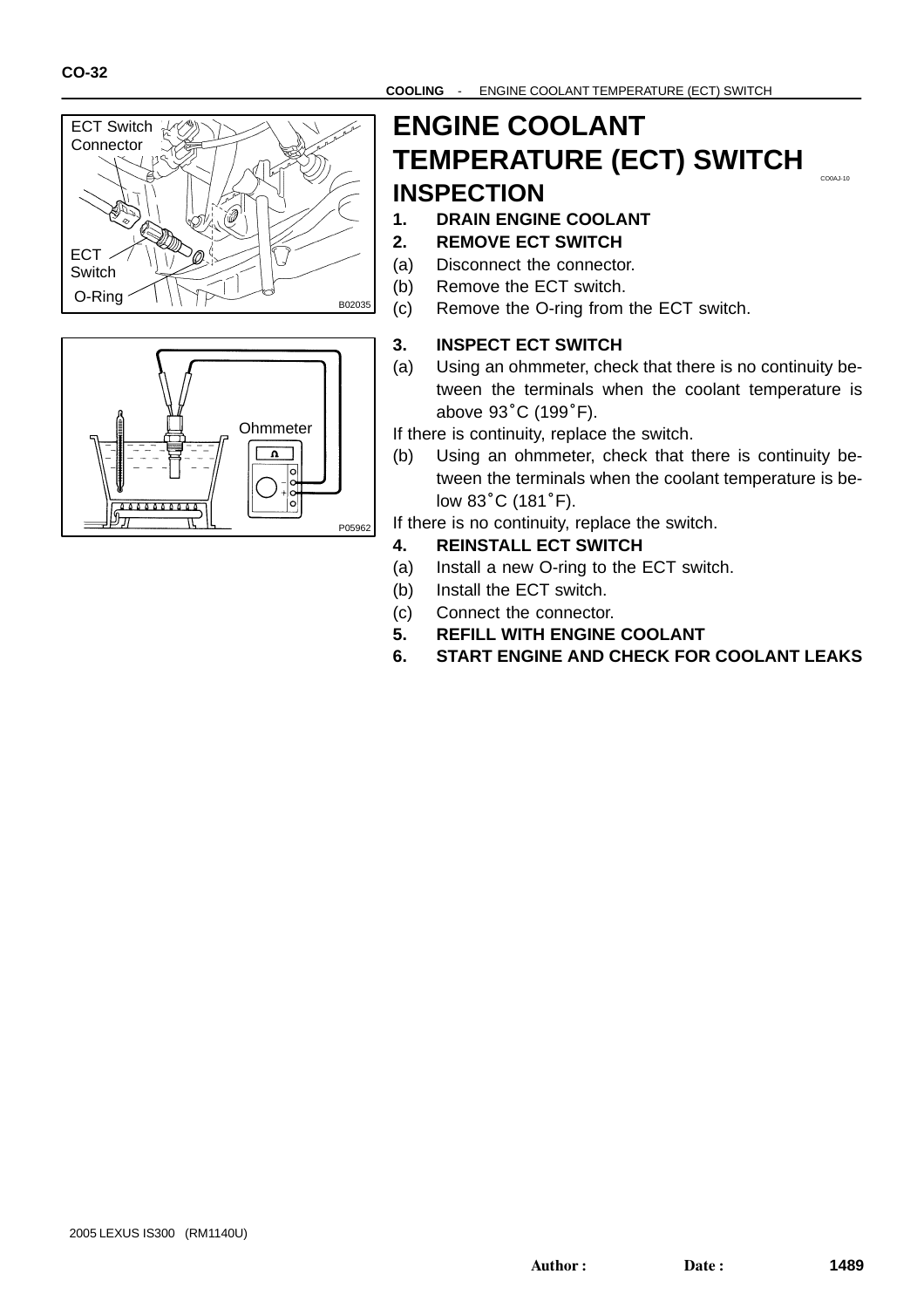# ENGINE COOLANT TEMPERATURE (ECT) SWITCH

CO0AJ-10

## INSPECTION

1. **DRAIN ENGINE COOLANT**
2. **REMOVE ECT SWITCH**
   - (a) Disconnect the connector.
   - (b) Remove the ECT switch.
   - (c) Remove the O-ring from the ECT switch.
3. **INSPECT ECT SWITCH**
   - (a) Using an ohmmeter, check that there is no continuity between the terminals when the coolant temperature is above 93˚C (199˚F).

   If there is continuity, replace the switch.

   - (b) Using an ohmmeter, check that there is continuity between the terminals when the coolant temperature is below 83˚C (181˚F).

   If there is no continuity, replace the switch.

4. **REINSTALL ECT SWITCH**
   - (a) Install a new O-ring to the ECT switch.
   - (b) Install the ECT switch.
   - (c) Connect the connector.
5. **REFILL WITH ENGINE COOLANT**
6. **START ENGINE AND CHECK FOR COOLANT LEAKS**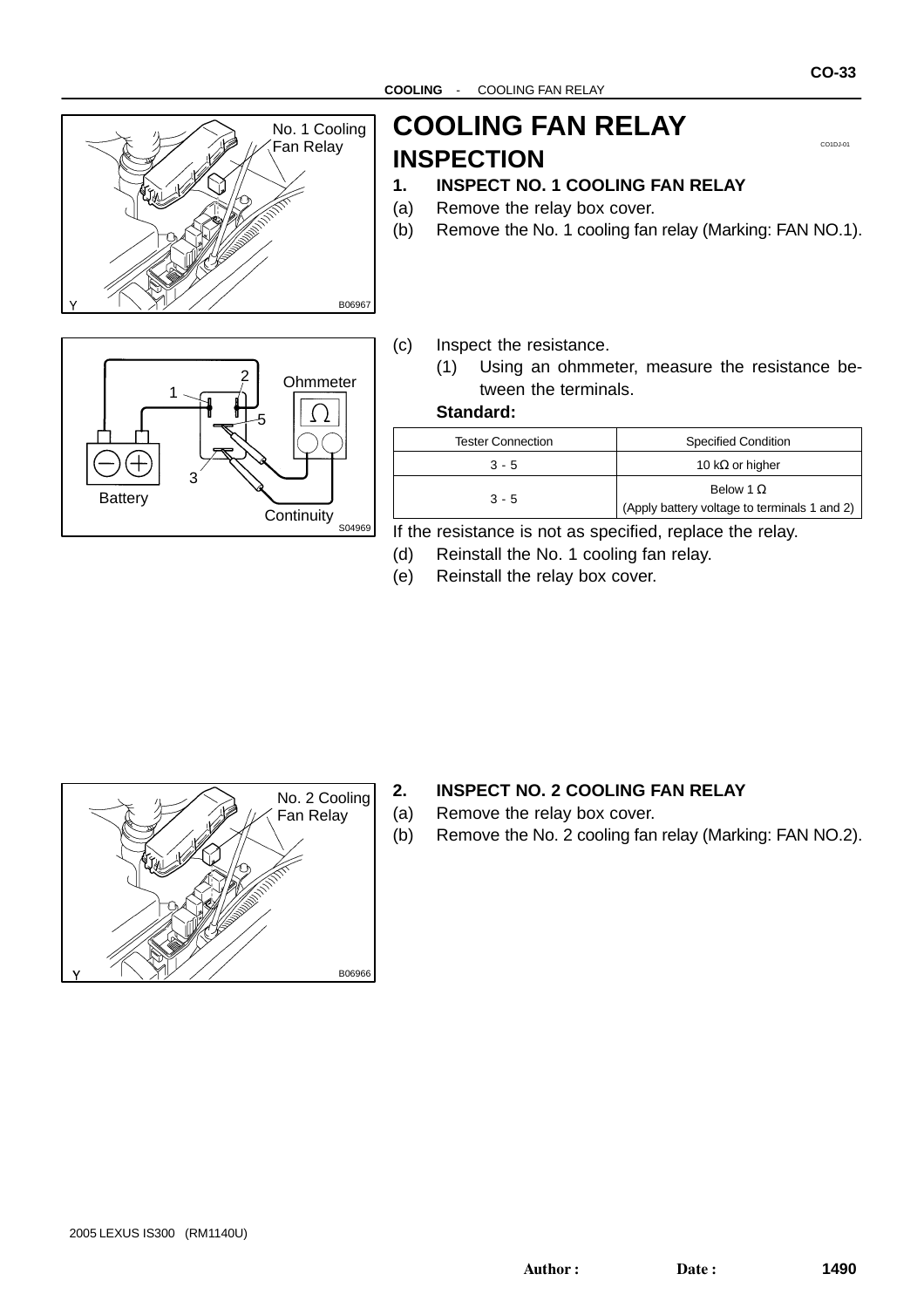# COOLING FAN RELAY

## INSPECTION

1. **INSPECT NO. 1 COOLING FAN RELAY**

(a) Remove the relay box cover.

(b) Remove the No. 1 cooling fan relay (Marking: FAN NO.1).

(c) Inspect the resistance.

(1) Using an ohmmeter, measure the resistance between the terminals.

**Standard:**

| Tester Connection | Specified Condition |
|---|---|
| 3 - 5 | 10 kΩ or higher |
| 3 - 5 | Below 1 Ω (Apply battery voltage to terminals 1 and 2) |

If the resistance is not as specified, replace the relay.

(d) Reinstall the No. 1 cooling fan relay.

(e) Reinstall the relay box cover.

2. **INSPECT NO. 2 COOLING FAN RELAY**

(a) Remove the relay box cover.

(b) Remove the No. 2 cooling fan relay (Marking: FAN NO.2).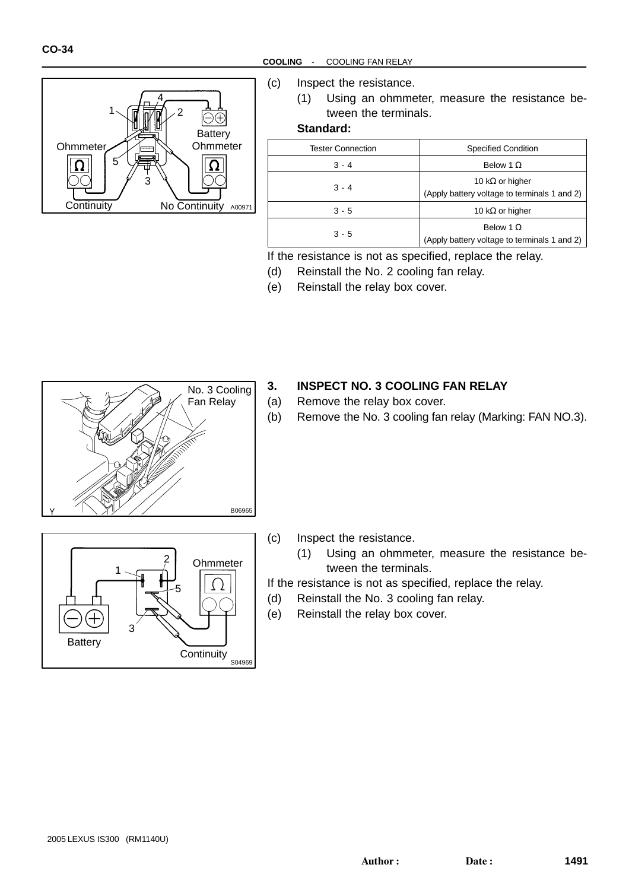(c) Inspect the resistance.

(1) Using an ohmmeter, measure the resistance between the terminals.

**Standard:**

| Tester Connection | Specified Condition |
|---|---|
| 3 - 4 | Below 1 Ω |
| 3 - 4 | 10 kΩ or higher (Apply battery voltage to terminals 1 and 2) |
| 3 - 5 | 10 kΩ or higher |
| 3 - 5 | Below 1 Ω (Apply battery voltage to terminals 1 and 2) |

If the resistance is not as specified, replace the relay.

(d) Reinstall the No. 2 cooling fan relay.

(e) Reinstall the relay box cover.

### 3. INSPECT NO. 3 COOLING FAN RELAY

(a) Remove the relay box cover.

(b) Remove the No. 3 cooling fan relay (Marking: FAN NO.3).

(c) Inspect the resistance.

(1) Using an ohmmeter, measure the resistance between the terminals.

If the resistance is not as specified, replace the relay.

(d) Reinstall the No. 3 cooling fan relay.

(e) Reinstall the relay box cover.